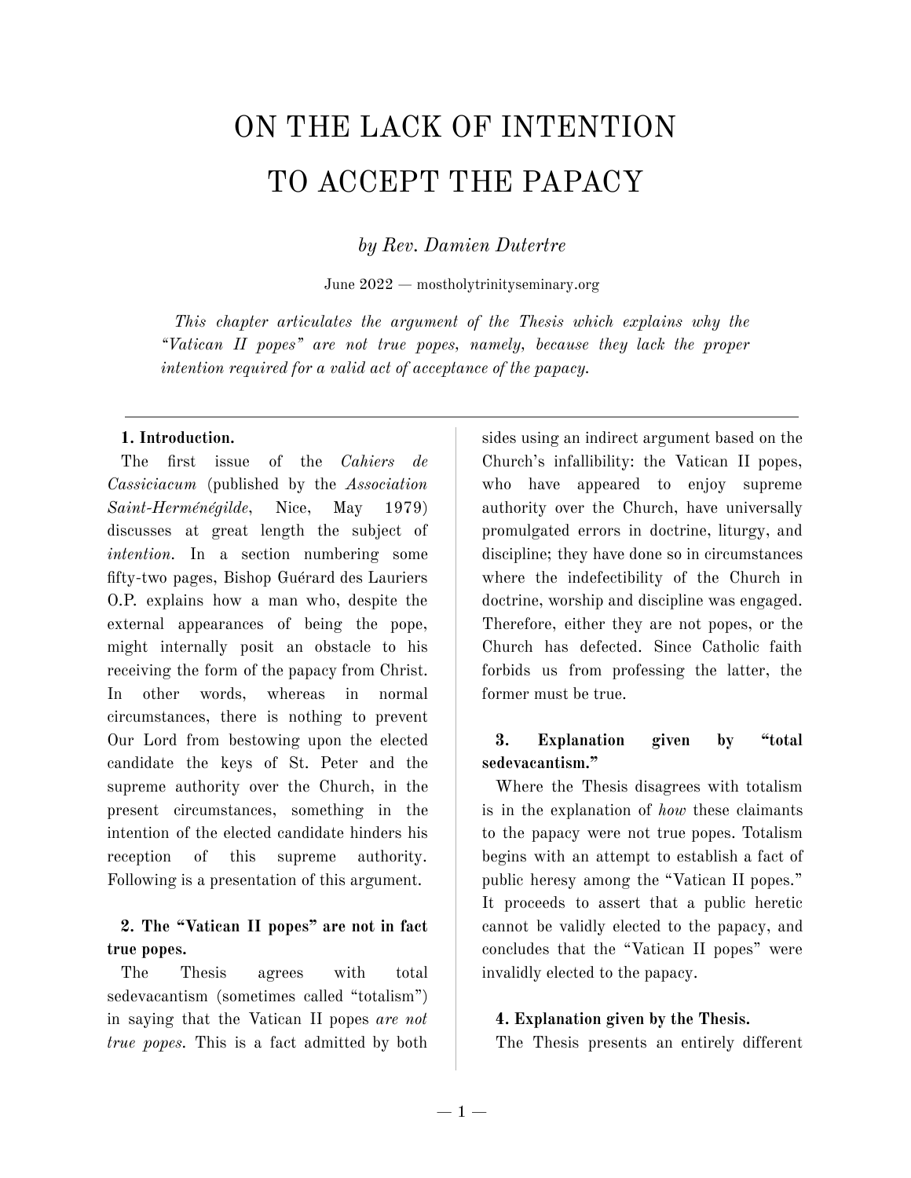# ON THE LACK OF INTENTION TO ACCEPT THE PAPACY

*by Rev. Damien Dutertre*

June 2022 — mostholytrinityseminary.org

*This chapter articulates the argument of the Thesis which explains why the "Vatican II popes" are not true popes, namely, because they lack the proper intention required for a valid act of acceptance of the papacy.*

---

**1. Introduction.**

The first issue of the *Cahiers de Cassiciacum* (published by the *Association Saint-Herménégilde*, Nice, May 1979) discusses at great length the subject of *intention*. In a section numbering some fifty-two pages, Bishop Guérard des Lauriers O.P. explains how a man who, despite the external appearances of being the pope, might internally posit an obstacle to his receiving the form of the papacy from Christ. In other words, whereas in normal circumstances, there is nothing to prevent Our Lord from bestowing upon the elected candidate the keys of St. Peter and the supreme authority over the Church, in the present circumstances, something in the intention of the elected candidate hinders his reception of this supreme authority. Following is a presentation of this argument.

**2. The "Vatican II popes" are not in fact true popes.**

The Thesis agrees with total sedevacantism (sometimes called "totalism") in saying that the Vatican II popes *are not true popes*. This is a fact admitted by both sides using an indirect argument based on the Church's infallibility: the Vatican II popes, who have appeared to enjoy supreme authority over the Church, have universally promulgated errors in doctrine, liturgy, and discipline; they have done so in circumstances where the indefectibility of the Church in doctrine, worship and discipline was engaged. Therefore, either they are not popes, or the Church has defected. Since Catholic faith forbids us from professing the latter, the former must be true.

**3. Explanation given by "total sedevacantism."**

Where the Thesis disagrees with totalism is in the explanation of *how* these claimants to the papacy were not true popes. Totalism begins with an attempt to establish a fact of public heresy among the "Vatican II popes." It proceeds to assert that a public heretic cannot be validly elected to the papacy, and concludes that the "Vatican II popes" were invalidly elected to the papacy.

**4. Explanation given by the Thesis.**

The Thesis presents an entirely different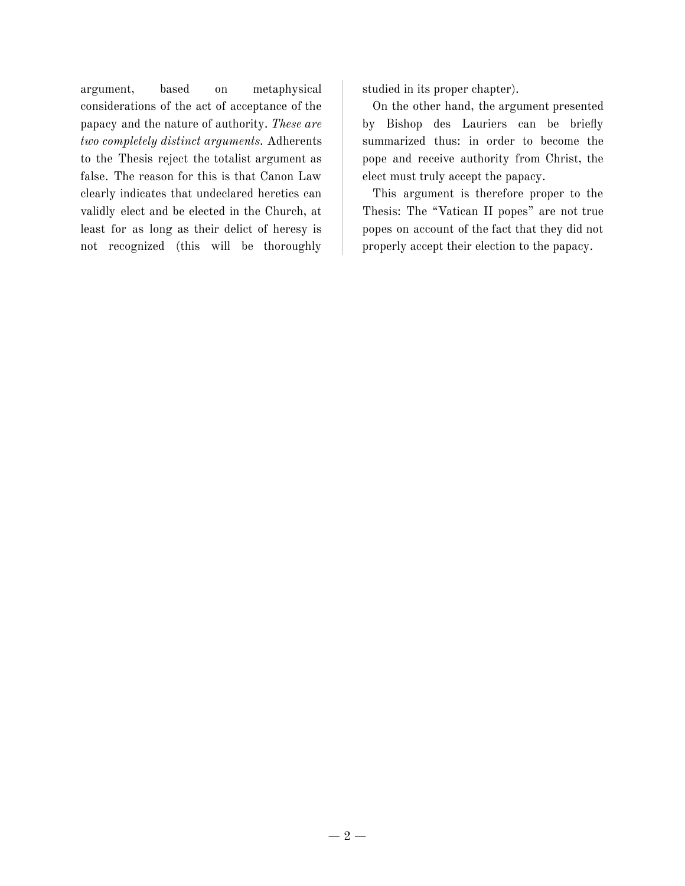argument, based on metaphysical considerations of the act of acceptance of the papacy and the nature of authority. *These are two completely distinct arguments.* Adherents to the Thesis reject the totalist argument as false. The reason for this is that Canon Law clearly indicates that undeclared heretics can validly elect and be elected in the Church, at least for as long as their delict of heresy is not recognized (this will be thoroughly studied in its proper chapter).

On the other hand, the argument presented by Bishop des Lauriers can be briefly summarized thus: in order to become the pope and receive authority from Christ, the elect must truly accept the papacy.

This argument is therefore proper to the Thesis: The "Vatican II popes" are not true popes on account of the fact that they did not properly accept their election to the papacy.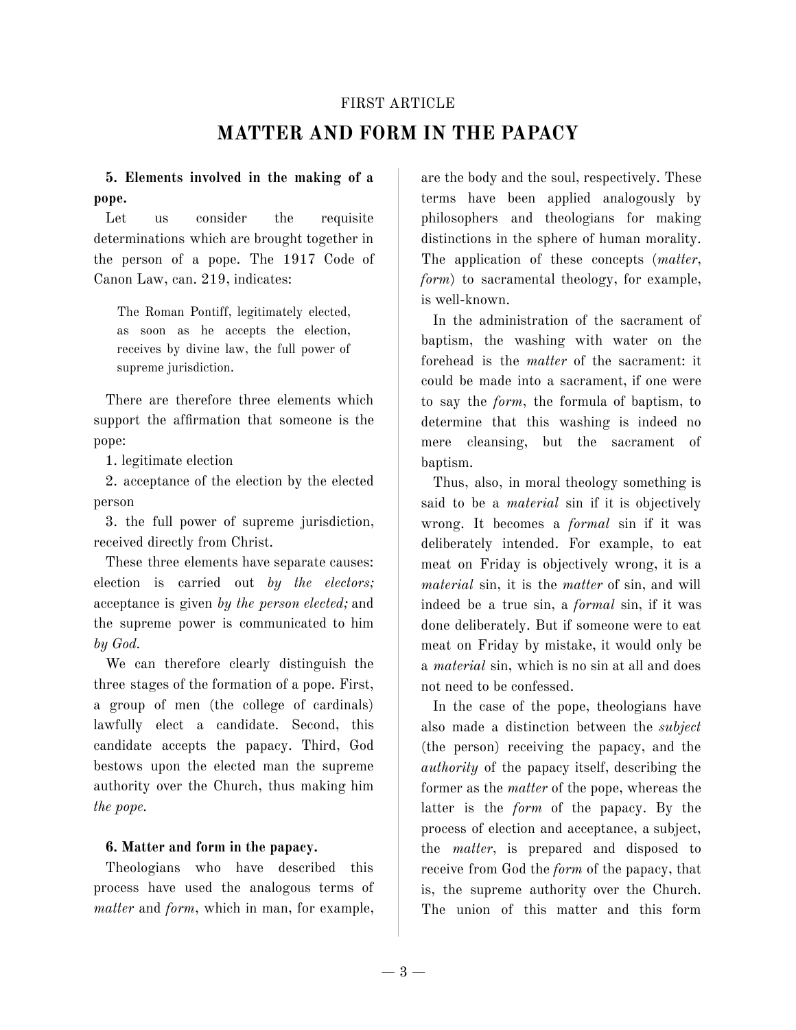FIRST ARTICLE

# MATTER AND FORM IN THE PAPACY

### 5. Elements involved in the making of a pope.

Let us consider the requisite determinations which are brought together in the person of a pope. The 1917 Code of Canon Law, can. 219, indicates:

> The Roman Pontiff, legitimately elected, as soon as he accepts the election, receives by divine law, the full power of supreme jurisdiction.

There are therefore three elements which support the affirmation that someone is the pope:

1. legitimate election
2. acceptance of the election by the elected person
3. the full power of supreme jurisdiction, received directly from Christ.

These three elements have separate causes: election is carried out *by the electors;* acceptance is given *by the person elected;* and the supreme power is communicated to him *by God.*

We can therefore clearly distinguish the three stages of the formation of a pope. First, a group of men (the college of cardinals) lawfully elect a candidate. Second, this candidate accepts the papacy. Third, God bestows upon the elected man the supreme authority over the Church, thus making him *the pope.*

### 6. Matter and form in the papacy.

Theologians who have described this process have used the analogous terms of *matter* and *form*, which in man, for example, are the body and the soul, respectively. These terms have been applied analogously by philosophers and theologians for making distinctions in the sphere of human morality. The application of these concepts (*matter*, *form*) to sacramental theology, for example, is well-known.

In the administration of the sacrament of baptism, the washing with water on the forehead is the *matter* of the sacrament: it could be made into a sacrament, if one were to say the *form*, the formula of baptism, to determine that this washing is indeed no mere cleansing, but the sacrament of baptism.

Thus, also, in moral theology something is said to be a *material* sin if it is objectively wrong. It becomes a *formal* sin if it was deliberately intended. For example, to eat meat on Friday is objectively wrong, it is a *material* sin, it is the *matter* of sin, and will indeed be a true sin, a *formal* sin, if it was done deliberately. But if someone were to eat meat on Friday by mistake, it would only be a *material* sin, which is no sin at all and does not need to be confessed.

In the case of the pope, theologians have also made a distinction between the *subject* (the person) receiving the papacy, and the *authority* of the papacy itself, describing the former as the *matter* of the pope, whereas the latter is the *form* of the papacy. By the process of election and acceptance, a subject, the *matter*, is prepared and disposed to receive from God the *form* of the papacy, that is, the supreme authority over the Church. The union of this matter and this form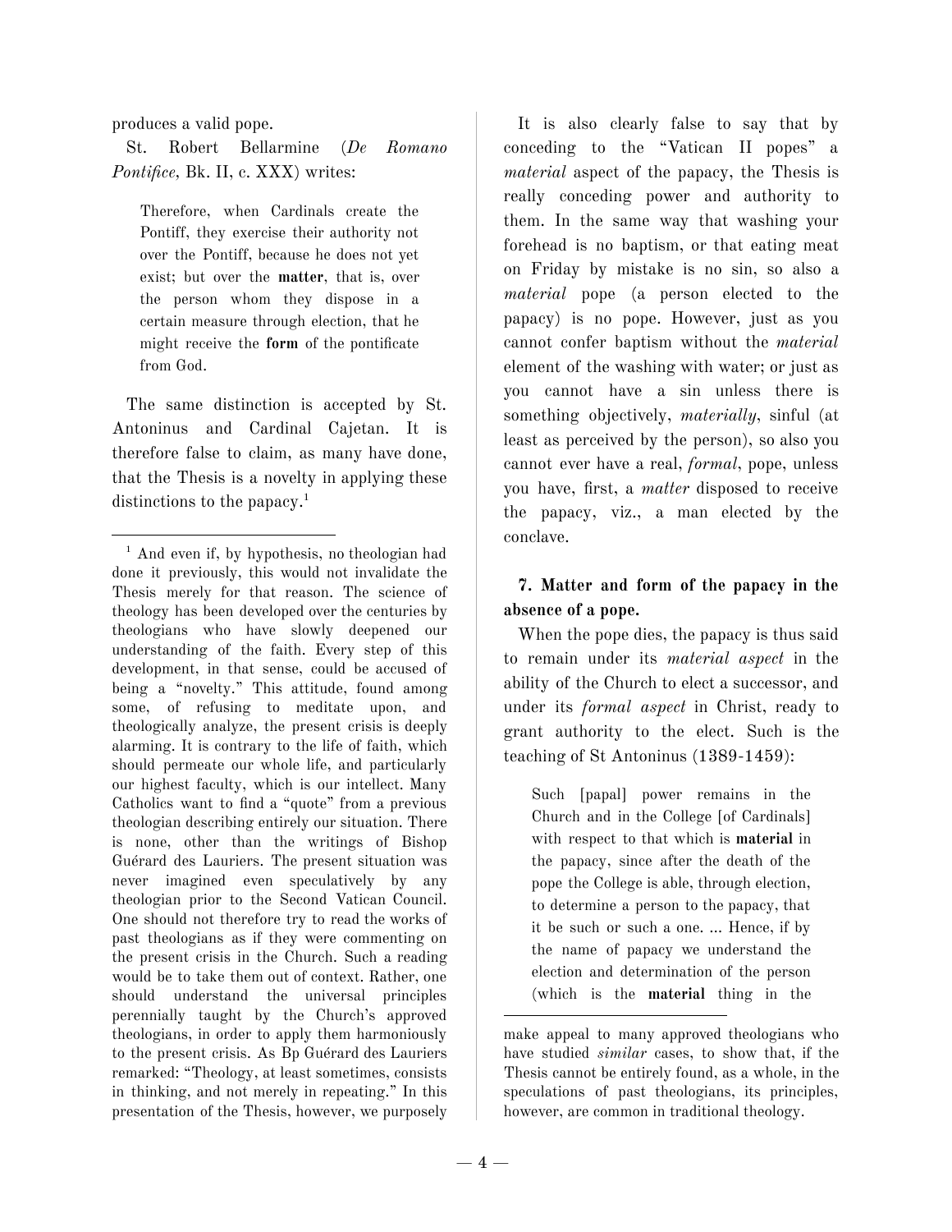produces a valid pope.

St. Robert Bellarmine (*De Romano Pontifice*, Bk. II, c. XXX) writes:

> Therefore, when Cardinals create the Pontiff, they exercise their authority not over the Pontiff, because he does not yet exist; but over the **matter**, that is, over the person whom they dispose in a certain measure through election, that he might receive the **form** of the pontificate from God.

The same distinction is accepted by St. Antoninus and Cardinal Cajetan. It is therefore false to claim, as many have done, that the Thesis is a novelty in applying these distinctions to the papacy.[1]

It is also clearly false to say that by conceding to the "Vatican II popes" a *material* aspect of the papacy, the Thesis is really conceding power and authority to them. In the same way that washing your forehead is no baptism, or that eating meat on Friday by mistake is no sin, so also a *material* pope (a person elected to the papacy) is no pope. However, just as you cannot confer baptism without the *material* element of the washing with water; or just as you cannot have a sin unless there is something objectively, *materially*, sinful (at least as perceived by the person), so also you cannot ever have a real, *formal*, pope, unless you have, first, a *matter* disposed to receive the papacy, viz., a man elected by the conclave.

### 7. Matter and form of the papacy in the absence of a pope.

When the pope dies, the papacy is thus said to remain under its *material aspect* in the ability of the Church to elect a successor, and under its *formal aspect* in Christ, ready to grant authority to the elect. Such is the teaching of St Antoninus (1389-1459):

> Such [papal] power remains in the Church and in the College [of Cardinals] with respect to that which is **material** in the papacy, since after the death of the pope the College is able, through election, to determine a person to the papacy, that it be such or such a one. ... Hence, if by the name of papacy we understand the election and determination of the person (which is the **material** thing in the

---

[1] And even if, by hypothesis, no theologian had done it previously, this would not invalidate the Thesis merely for that reason. The science of theology has been developed over the centuries by theologians who have slowly deepened our understanding of the faith. Every step of this development, in that sense, could be accused of being a "novelty." This attitude, found among some, of refusing to meditate upon, and theologically analyze, the present crisis is deeply alarming. It is contrary to the life of faith, which should permeate our whole life, and particularly our highest faculty, which is our intellect. Many Catholics want to find a "quote" from a previous theologian describing entirely our situation. There is none, other than the writings of Bishop Guérard des Lauriers. The present situation was never imagined even speculatively by any theologian prior to the Second Vatican Council. One should not therefore try to read the works of past theologians as if they were commenting on the present crisis in the Church. Such a reading would be to take them out of context. Rather, one should understand the universal principles perennially taught by the Church's approved theologians, in order to apply them harmoniously to the present crisis. As Bp Guérard des Lauriers remarked: "Theology, at least sometimes, consists in thinking, and not merely in repeating." In this presentation of the Thesis, however, we purposely make appeal to many approved theologians who have studied *similar* cases, to show that, if the Thesis cannot be entirely found, as a whole, in the speculations of past theologians, its principles, however, are common in traditional theology.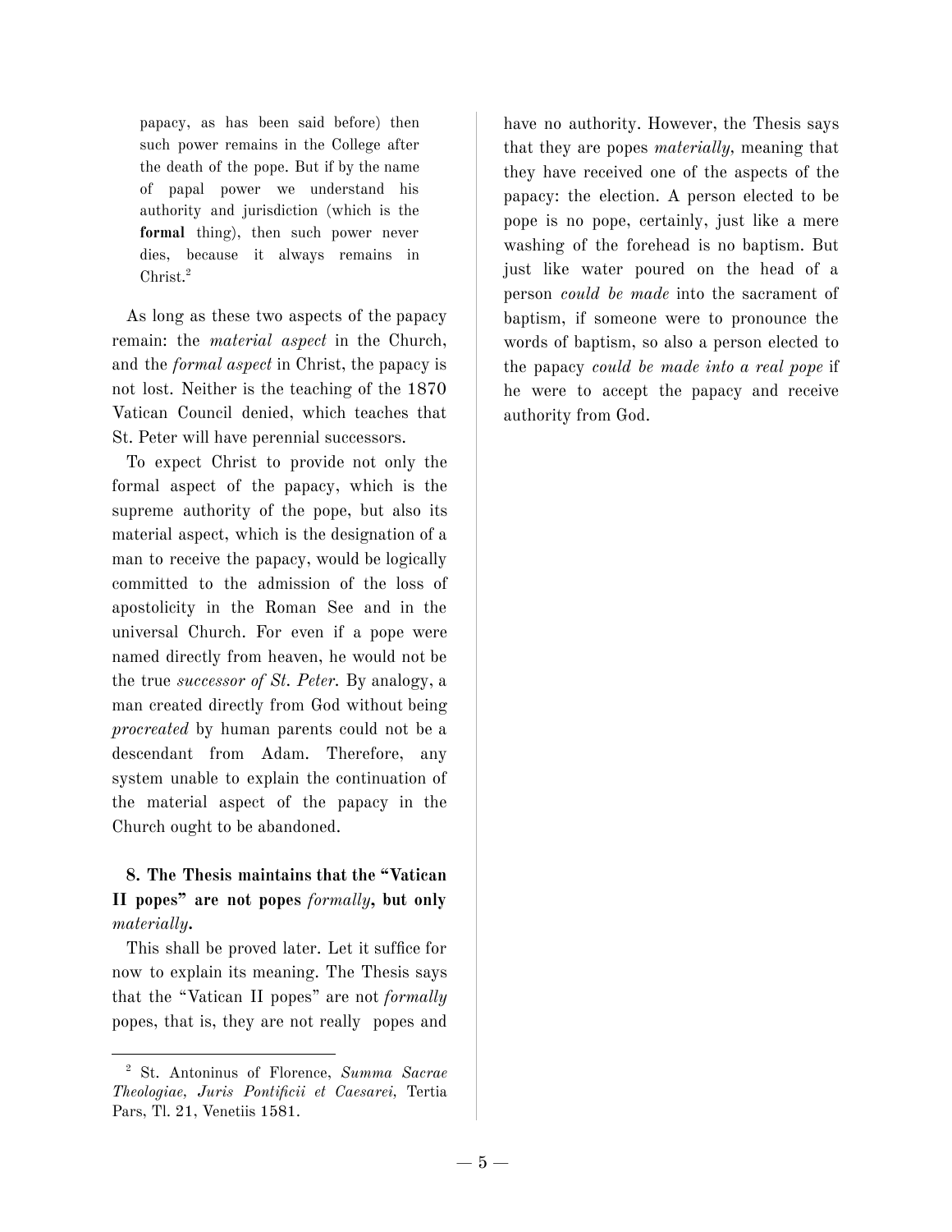> papacy, as has been said before) then such power remains in the College after the death of the pope. But if by the name of papal power we understand his authority and jurisdiction (which is the **formal** thing), then such power never dies, because it always remains in Christ.[2]

As long as these two aspects of the papacy remain: the *material aspect* in the Church, and the *formal aspect* in Christ, the papacy is not lost. Neither is the teaching of the 1870 Vatican Council denied, which teaches that St. Peter will have perennial successors.

To expect Christ to provide not only the formal aspect of the papacy, which is the supreme authority of the pope, but also its material aspect, which is the designation of a man to receive the papacy, would be logically committed to the admission of the loss of apostolicity in the Roman See and in the universal Church. For even if a pope were named directly from heaven, he would not be the true *successor of St. Peter*. By analogy, a man created directly from God without being *procreated* by human parents could not be a descendant from Adam. Therefore, any system unable to explain the continuation of the material aspect of the papacy in the Church ought to be abandoned.

### 8. The Thesis maintains that the "Vatican II popes" are not popes *formally*, but only *materially*.

This shall be proved later. Let it suffice for now to explain its meaning. The Thesis says that the "Vatican II popes" are not *formally* popes, that is, they are not really popes and have no authority. However, the Thesis says that they are popes *materially*, meaning that they have received one of the aspects of the papacy: the election. A person elected to be pope is no pope, certainly, just like a mere washing of the forehead is no baptism. But just like water poured on the head of a person *could be made* into the sacrament of baptism, if someone were to pronounce the words of baptism, so also a person elected to the papacy *could be made into a real pope* if he were to accept the papacy and receive authority from God.

---

[2] St. Antoninus of Florence, *Summa Sacrae Theologiae, Juris Pontificii et Caesarei,* Tertia Pars, Tl. 21, Venetiis 1581.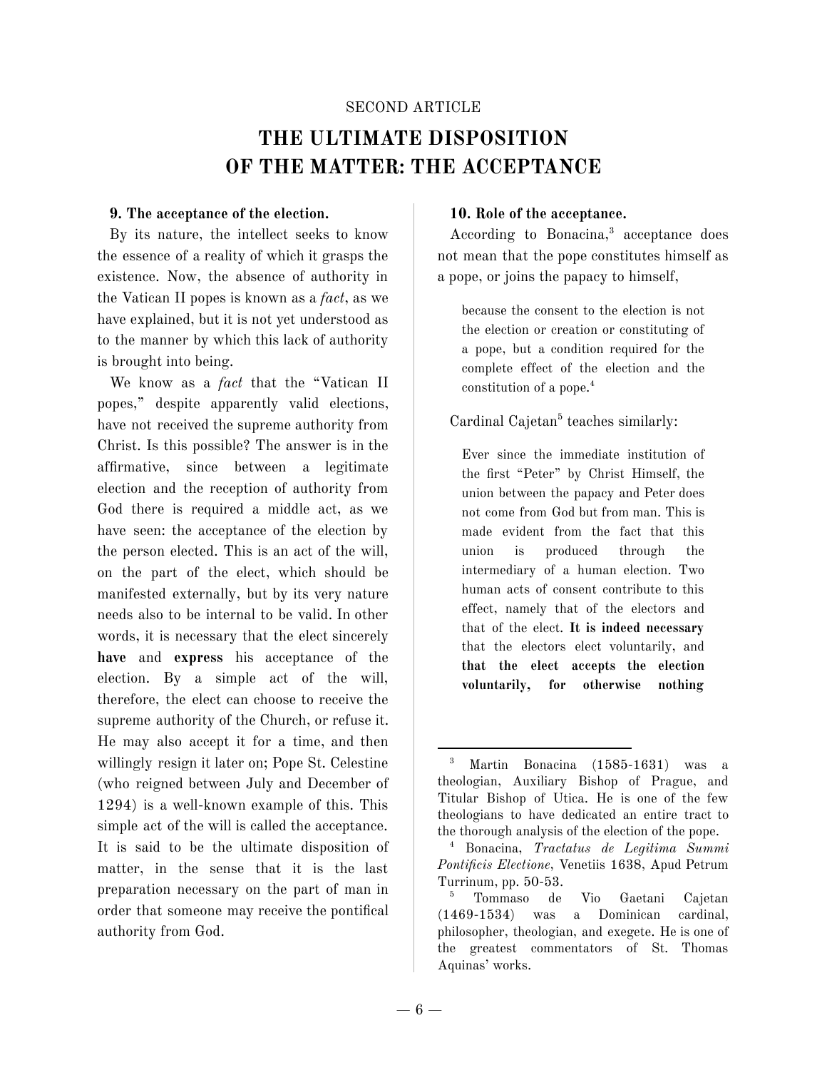SECOND ARTICLE

# THE ULTIMATE DISPOSITION OF THE MATTER: THE ACCEPTANCE

**9. The acceptance of the election.**

By its nature, the intellect seeks to know the essence of a reality of which it grasps the existence. Now, the absence of authority in the Vatican II popes is known as a *fact*, as we have explained, but it is not yet understood as to the manner by which this lack of authority is brought into being.

We know as a *fact* that the "Vatican II popes," despite apparently valid elections, have not received the supreme authority from Christ. Is this possible? The answer is in the affirmative, since between a legitimate election and the reception of authority from God there is required a middle act, as we have seen: the acceptance of the election by the person elected. This is an act of the will, on the part of the elect, which should be manifested externally, but by its very nature needs also to be internal to be valid. In other words, it is necessary that the elect sincerely **have** and **express** his acceptance of the election. By a simple act of the will, therefore, the elect can choose to receive the supreme authority of the Church, or refuse it. He may also accept it for a time, and then willingly resign it later on; Pope St. Celestine (who reigned between July and December of 1294) is a well-known example of this. This simple act of the will is called the acceptance. It is said to be the ultimate disposition of matter, in the sense that it is the last preparation necessary on the part of man in order that someone may receive the pontifical authority from God.

**10. Role of the acceptance.**

According to Bonacina,[3] acceptance does not mean that the pope constitutes himself as a pope, or joins the papacy to himself,

> because the consent to the election is not the election or creation or constituting of a pope, but a condition required for the complete effect of the election and the constitution of a pope.[4]

Cardinal Cajetan[5] teaches similarly:

> Ever since the immediate institution of the first "Peter" by Christ Himself, the union between the papacy and Peter does not come from God but from man. This is made evident from the fact that this union is produced through the intermediary of a human election. Two human acts of consent contribute to this effect, namely that of the electors and that of the elect. **It is indeed necessary** that the electors elect voluntarily, and **that the elect accepts the election voluntarily, for otherwise nothing**

---

[3] Martin Bonacina (1585-1631) was a theologian, Auxiliary Bishop of Prague, and Titular Bishop of Utica. He is one of the few theologians to have dedicated an entire tract to the thorough analysis of the election of the pope.

[4] Bonacina, *Tractatus de Legitima Summi Pontificis Electione*, Venetiis 1638, Apud Petrum Turrinum, pp. 50-53.

[5] Tommaso de Vio Gaetani Cajetan (1469-1534) was a Dominican cardinal, philosopher, theologian, and exegete. He is one of the greatest commentators of St. Thomas Aquinas' works.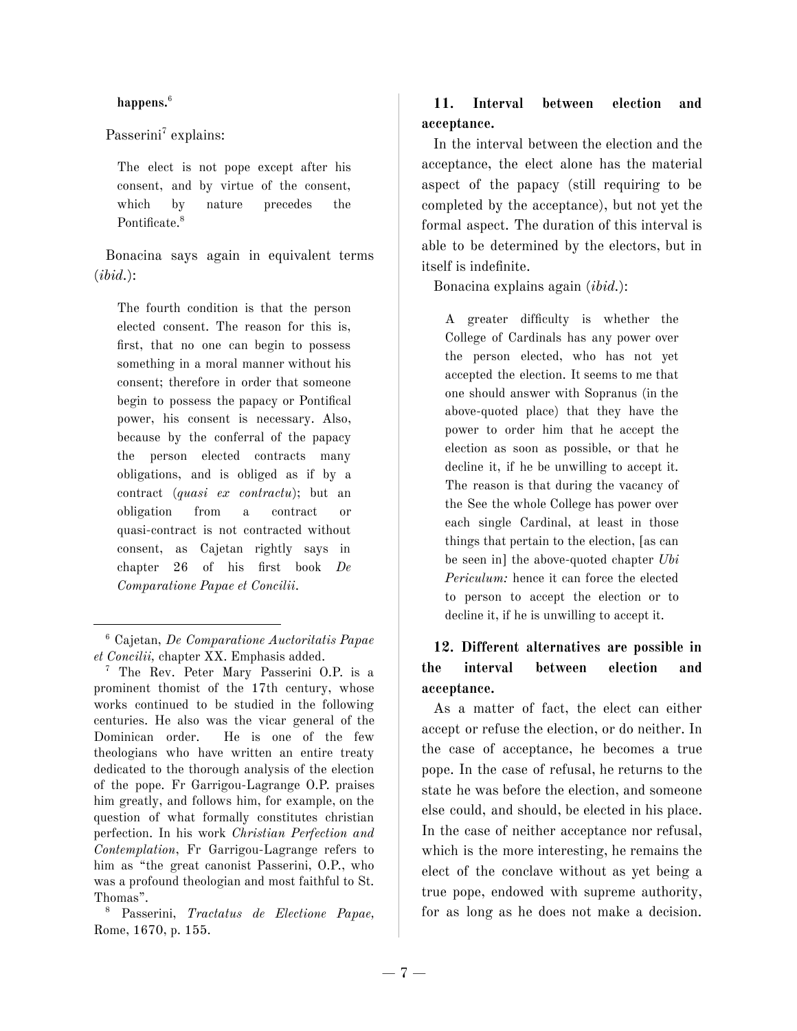**happens.**[6]

Passerini[7] explains:

> The elect is not pope except after his consent, and by virtue of the consent, which by nature precedes the Pontificate.[8]

Bonacina says again in equivalent terms (*ibid.*):

> The fourth condition is that the person elected consent. The reason for this is, first, that no one can begin to possess something in a moral manner without his consent; therefore in order that someone begin to possess the papacy or Pontifical power, his consent is necessary. Also, because by the conferral of the papacy the person elected contracts many obligations, and is obliged as if by a contract (*quasi ex contractu*); but an obligation from a contract or quasi-contract is not contracted without consent, as Cajetan rightly says in chapter 26 of his first book *De Comparatione Papae et Concilii*.

**11. Interval between election and acceptance.**

In the interval between the election and the acceptance, the elect alone has the material aspect of the papacy (still requiring to be completed by the acceptance), but not yet the formal aspect. The duration of this interval is able to be determined by the electors, but in itself is indefinite.

Bonacina explains again (*ibid.*):

> A greater difficulty is whether the College of Cardinals has any power over the person elected, who has not yet accepted the election. It seems to me that one should answer with Sopranus (in the above-quoted place) that they have the power to order him that he accept the election as soon as possible, or that he decline it, if he be unwilling to accept it. The reason is that during the vacancy of the See the whole College has power over each single Cardinal, at least in those things that pertain to the election, [as can be seen in] the above-quoted chapter *Ubi Periculum:* hence it can force the elected to person to accept the election or to decline it, if he is unwilling to accept it.

**12. Different alternatives are possible in the interval between election and acceptance.**

As a matter of fact, the elect can either accept or refuse the election, or do neither. In the case of acceptance, he becomes a true pope. In the case of refusal, he returns to the state he was before the election, and someone else could, and should, be elected in his place. In the case of neither acceptance nor refusal, which is the more interesting, he remains the elect of the conclave without as yet being a true pope, endowed with supreme authority, for as long as he does not make a decision.

---

[6] Cajetan, *De Comparatione Auctoritatis Papae et Concilii*, chapter XX. Emphasis added.

[7] The Rev. Peter Mary Passerini O.P. is a prominent thomist of the 17th century, whose works continued to be studied in the following centuries. He also was the vicar general of the Dominican order. He is one of the few theologians who have written an entire treaty dedicated to the thorough analysis of the election of the pope. Fr Garrigou-Lagrange O.P. praises him greatly, and follows him, for example, on the question of what formally constitutes christian perfection. In his work *Christian Perfection and Contemplation*, Fr Garrigou-Lagrange refers to him as "the great canonist Passerini, O.P., who was a profound theologian and most faithful to St. Thomas".

[8] Passerini, *Tractatus de Electione Papae*, Rome, 1670, p. 155.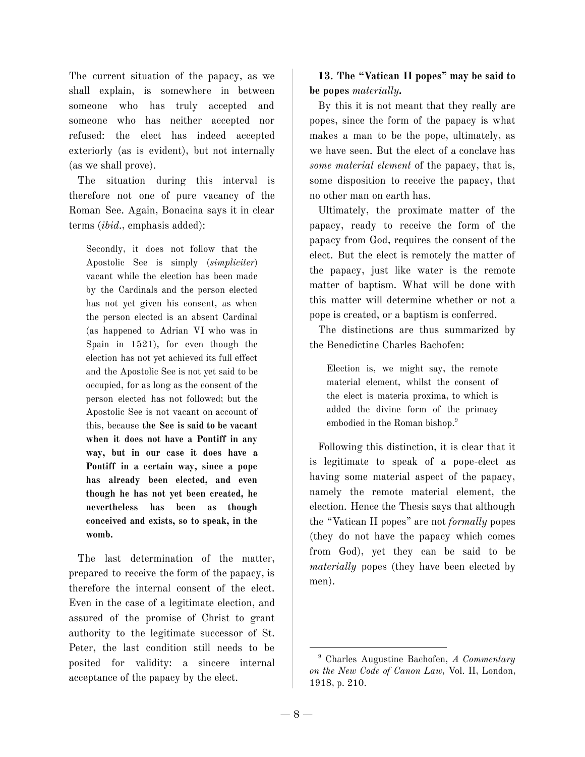The current situation of the papacy, as we shall explain, is somewhere in between someone who has truly accepted and someone who has neither accepted nor refused: the elect has indeed accepted exteriorly (as is evident), but not internally (as we shall prove).

The situation during this interval is therefore not one of pure vacancy of the Roman See. Again, Bonacina says it in clear terms (*ibid.*, emphasis added):

> Secondly, it does not follow that the Apostolic See is simply (*simpliciter*) vacant while the election has been made by the Cardinals and the person elected has not yet given his consent, as when the person elected is an absent Cardinal (as happened to Adrian VI who was in Spain in 1521), for even though the election has not yet achieved its full effect and the Apostolic See is not yet said to be occupied, for as long as the consent of the person elected has not followed; but the Apostolic See is not vacant on account of this, because **the See is said to be vacant when it does not have a Pontiff in any way, but in our case it does have a Pontiff in a certain way, since a pope has already been elected, and even though he has not yet been created, he nevertheless has been as though conceived and exists, so to speak, in the womb.**

The last determination of the matter, prepared to receive the form of the papacy, is therefore the internal consent of the elect. Even in the case of a legitimate election, and assured of the promise of Christ to grant authority to the legitimate successor of St. Peter, the last condition still needs to be posited for validity: a sincere internal acceptance of the papacy by the elect.

**13. The "Vatican II popes" may be said to be popes *materially*.**

By this it is not meant that they really are popes, since the form of the papacy is what makes a man to be the pope, ultimately, as we have seen. But the elect of a conclave has *some material element* of the papacy, that is, some disposition to receive the papacy, that no other man on earth has.

Ultimately, the proximate matter of the papacy, ready to receive the form of the papacy from God, requires the consent of the elect. But the elect is remotely the matter of the papacy, just like water is the remote matter of baptism. What will be done with this matter will determine whether or not a pope is created, or a baptism is conferred.

The distinctions are thus summarized by the Benedictine Charles Bachofen:

> Election is, we might say, the remote material element, whilst the consent of the elect is materia proxima, to which is added the divine form of the primacy embodied in the Roman bishop.[9]

Following this distinction, it is clear that it is legitimate to speak of a pope-elect as having some material aspect of the papacy, namely the remote material element, the election. Hence the Thesis says that although the "Vatican II popes" are not *formally* popes (they do not have the papacy which comes from God), yet they can be said to be *materially* popes (they have been elected by men).

---

[9] Charles Augustine Bachofen, *A Commentary on the New Code of Canon Law*, Vol. II, London, 1918, p. 210.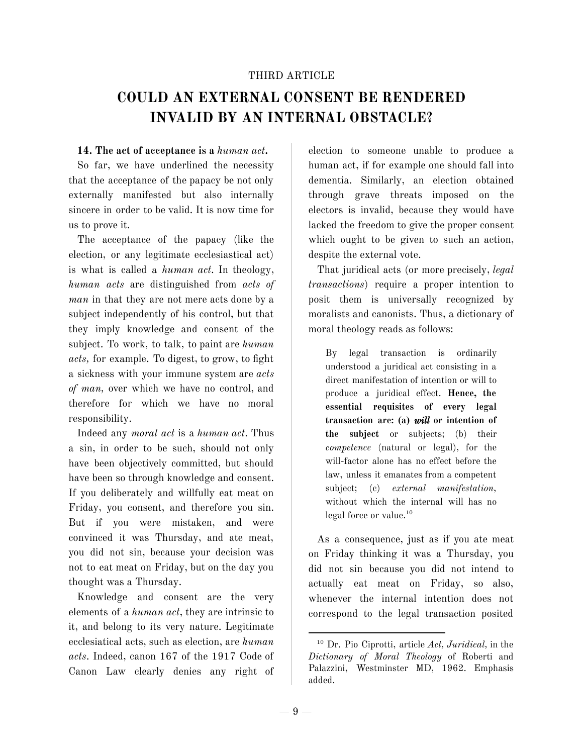THIRD ARTICLE

# COULD AN EXTERNAL CONSENT BE RENDERED INVALID BY AN INTERNAL OBSTACLE?

**14. The act of acceptance is a *human act*.**

So far, we have underlined the necessity that the acceptance of the papacy be not only externally manifested but also internally sincere in order to be valid. It is now time for us to prove it.

The acceptance of the papacy (like the election, or any legitimate ecclesiastical act) is what is called a *human act*. In theology, *human acts* are distinguished from *acts of man* in that they are not mere acts done by a subject independently of his control, but that they imply knowledge and consent of the subject. To work, to talk, to paint are *human acts*, for example. To digest, to grow, to fight a sickness with your immune system are *acts of man*, over which we have no control, and therefore for which we have no moral responsibility.

Indeed any *moral act* is a *human act*. Thus a sin, in order to be such, should not only have been objectively committed, but should have been so through knowledge and consent. If you deliberately and willfully eat meat on Friday, you consent, and therefore you sin. But if you were mistaken, and were convinced it was Thursday, and ate meat, you did not sin, because your decision was not to eat meat on Friday, but on the day you thought was a Thursday.

Knowledge and consent are the very elements of a *human act*, they are intrinsic to it, and belong to its very nature. Legitimate ecclesiatical acts, such as election, are *human acts*. Indeed, canon 167 of the 1917 Code of Canon Law clearly denies any right of election to someone unable to produce a human act, if for example one should fall into dementia. Similarly, an election obtained through grave threats imposed on the electors is invalid, because they would have lacked the freedom to give the proper consent which ought to be given to such an action, despite the external vote.

That juridical acts (or more precisely, *legal transactions*) require a proper intention to posit them is universally recognized by moralists and canonists. Thus, a dictionary of moral theology reads as follows:

> By legal transaction is ordinarily understood a juridical act consisting in a direct manifestation of intention or will to produce a juridical effect. **Hence, the essential requisites of every legal transaction are: (a) *will* or intention of the subject** or subjects; (b) their *competence* (natural or legal), for the will-factor alone has no effect before the law, unless it emanates from a competent subject; (c) *external manifestation*, without which the internal will has no legal force or value.[10]

As a consequence, just as if you ate meat on Friday thinking it was a Thursday, you did not sin because you did not intend to actually eat meat on Friday, so also, whenever the internal intention does not correspond to the legal transaction posited

[10] Dr. Pio Ciprotti, article *Act, Juridical,* in the *Dictionary of Moral Theology* of Roberti and Palazzini, Westminster MD, 1962. Emphasis added.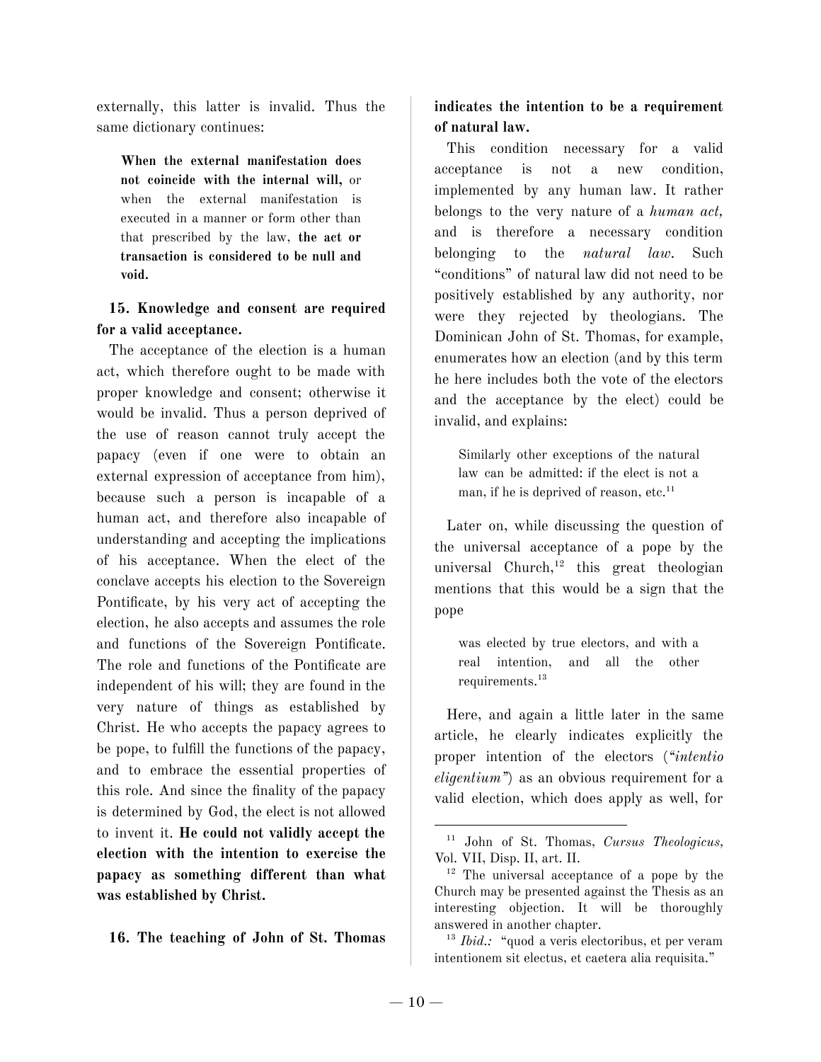externally, this latter is invalid. Thus the same dictionary continues:

> **When the external manifestation does not coincide with the internal will,** or when the external manifestation is executed in a manner or form other than that prescribed by the law, **the act or transaction is considered to be null and void.**

### 15. Knowledge and consent are required for a valid acceptance.

The acceptance of the election is a human act, which therefore ought to be made with proper knowledge and consent; otherwise it would be invalid. Thus a person deprived of the use of reason cannot truly accept the papacy (even if one were to obtain an external expression of acceptance from him), because such a person is incapable of a human act, and therefore also incapable of understanding and accepting the implications of his acceptance. When the elect of the conclave accepts his election to the Sovereign Pontificate, by his very act of accepting the election, he also accepts and assumes the role and functions of the Sovereign Pontificate. The role and functions of the Pontificate are independent of his will; they are found in the very nature of things as established by Christ. He who accepts the papacy agrees to be pope, to fulfill the functions of the papacy, and to embrace the essential properties of this role. And since the finality of the papacy is determined by God, the elect is not allowed to invent it. **He could not validly accept the election with the intention to exercise the papacy as something different than what was established by Christ.**

### 16. The teaching of John of St. Thomas indicates the intention to be a requirement of natural law.

This condition necessary for a valid acceptance is not a new condition, implemented by any human law. It rather belongs to the very nature of a *human act*, and is therefore a necessary condition belonging to the *natural law*. Such "conditions" of natural law did not need to be positively established by any authority, nor were they rejected by theologians. The Dominican John of St. Thomas, for example, enumerates how an election (and by this term he here includes both the vote of the electors and the acceptance by the elect) could be invalid, and explains:

> Similarly other exceptions of the natural law can be admitted: if the elect is not a man, if he is deprived of reason, etc.[11]

Later on, while discussing the question of the universal acceptance of a pope by the universal Church,[12] this great theologian mentions that this would be a sign that the pope

> was elected by true electors, and with a real intention, and all the other requirements.[13]

Here, and again a little later in the same article, he clearly indicates explicitly the proper intention of the electors (*"intentio eligentium"*) as an obvious requirement for a valid election, which does apply as well, for

---

[11] John of St. Thomas, *Cursus Theologicus*, Vol. VII, Disp. II, art. II.

[12] The universal acceptance of a pope by the Church may be presented against the Thesis as an interesting objection. It will be thoroughly answered in another chapter.

[13] *Ibid.:* "quod a veris electoribus, et per veram intentionem sit electus, et caetera alia requisita."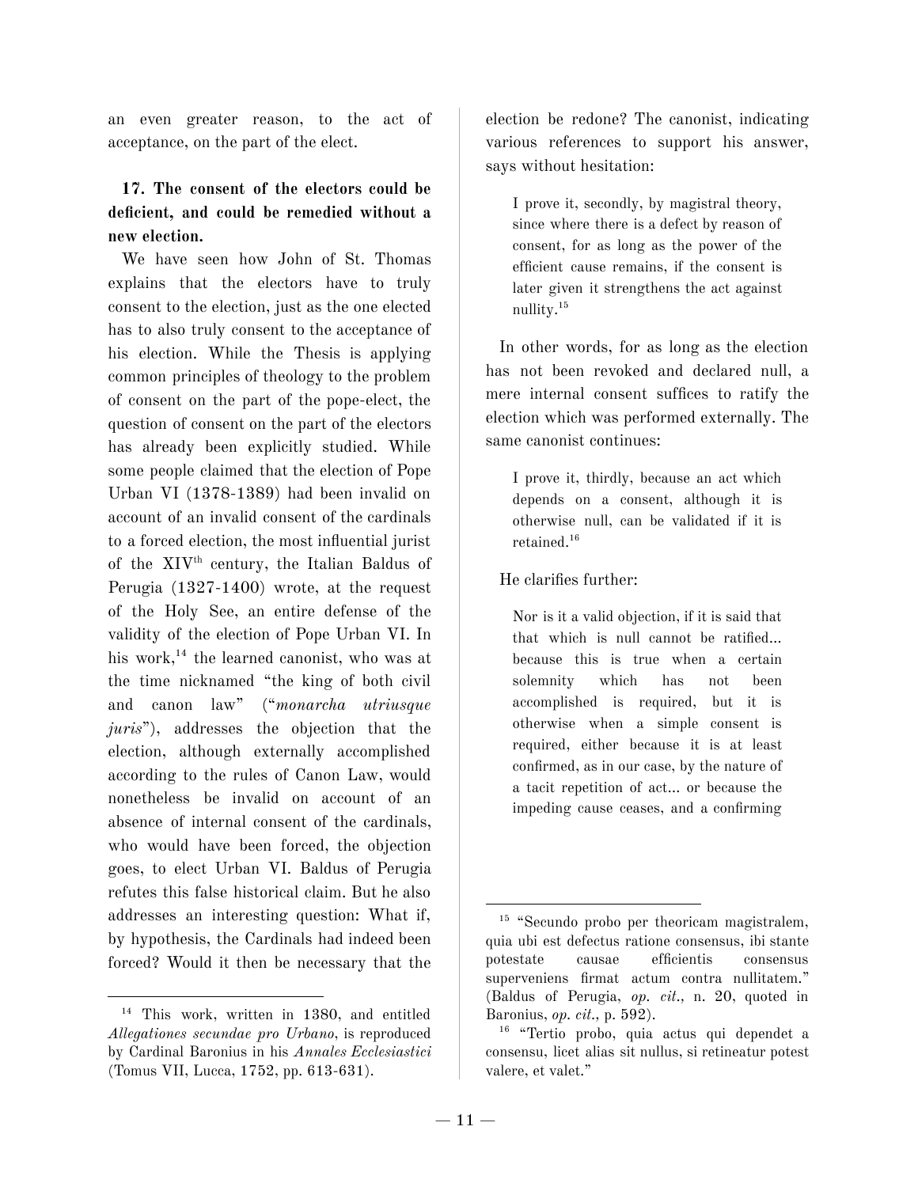an even greater reason, to the act of acceptance, on the part of the elect.

**17. The consent of the electors could be deficient, and could be remedied without a new election.**

We have seen how John of St. Thomas explains that the electors have to truly consent to the election, just as the one elected has to also truly consent to the acceptance of his election. While the Thesis is applying common principles of theology to the problem of consent on the part of the pope-elect, the question of consent on the part of the electors has already been explicitly studied. While some people claimed that the election of Pope Urban VI (1378-1389) had been invalid on account of an invalid consent of the cardinals to a forced election, the most influential jurist of the XIV<sup>th</sup> century, the Italian Baldus of Perugia (1327-1400) wrote, at the request of the Holy See, an entire defense of the validity of the election of Pope Urban VI. In his work,[14] the learned canonist, who was at the time nicknamed "the king of both civil and canon law" ("*monarcha utriusque juris*"), addresses the objection that the election, although externally accomplished according to the rules of Canon Law, would nonetheless be invalid on account of an absence of internal consent of the cardinals, who would have been forced, the objection goes, to elect Urban VI. Baldus of Perugia refutes this false historical claim. But he also addresses an interesting question: What if, by hypothesis, the Cardinals had indeed been forced? Would it then be necessary that the election be redone? The canonist, indicating various references to support his answer, says without hesitation:

> I prove it, secondly, by magistral theory, since where there is a defect by reason of consent, for as long as the power of the efficient cause remains, if the consent is later given it strengthens the act against nullity.[15]

In other words, for as long as the election has not been revoked and declared null, a mere internal consent suffices to ratify the election which was performed externally. The same canonist continues:

> I prove it, thirdly, because an act which depends on a consent, although it is otherwise null, can be validated if it is retained.[16]

He clarifies further:

> Nor is it a valid objection, if it is said that that which is null cannot be ratified... because this is true when a certain solemnity which has not been accomplished is required, but it is otherwise when a simple consent is required, either because it is at least confirmed, as in our case, by the nature of a tacit repetition of act... or because the impeding cause ceases, and a confirming

---

[14] This work, written in 1380, and entitled *Allegationes secundae pro Urbano*, is reproduced by Cardinal Baronius in his *Annales Ecclesiastici* (Tomus VII, Lucca, 1752, pp. 613-631).

[15] "Secundo probo per theoricam magistralem, quia ubi est defectus ratione consensus, ibi stante potestate causae efficientis consensus superveniens firmat actum contra nullitatem." (Baldus of Perugia, *op. cit.*, n. 20, quoted in Baronius, *op. cit.*, p. 592).

[16] "Tertio probo, quia actus qui dependet a consensu, licet alias sit nullus, si retineatur potest valere, et valet."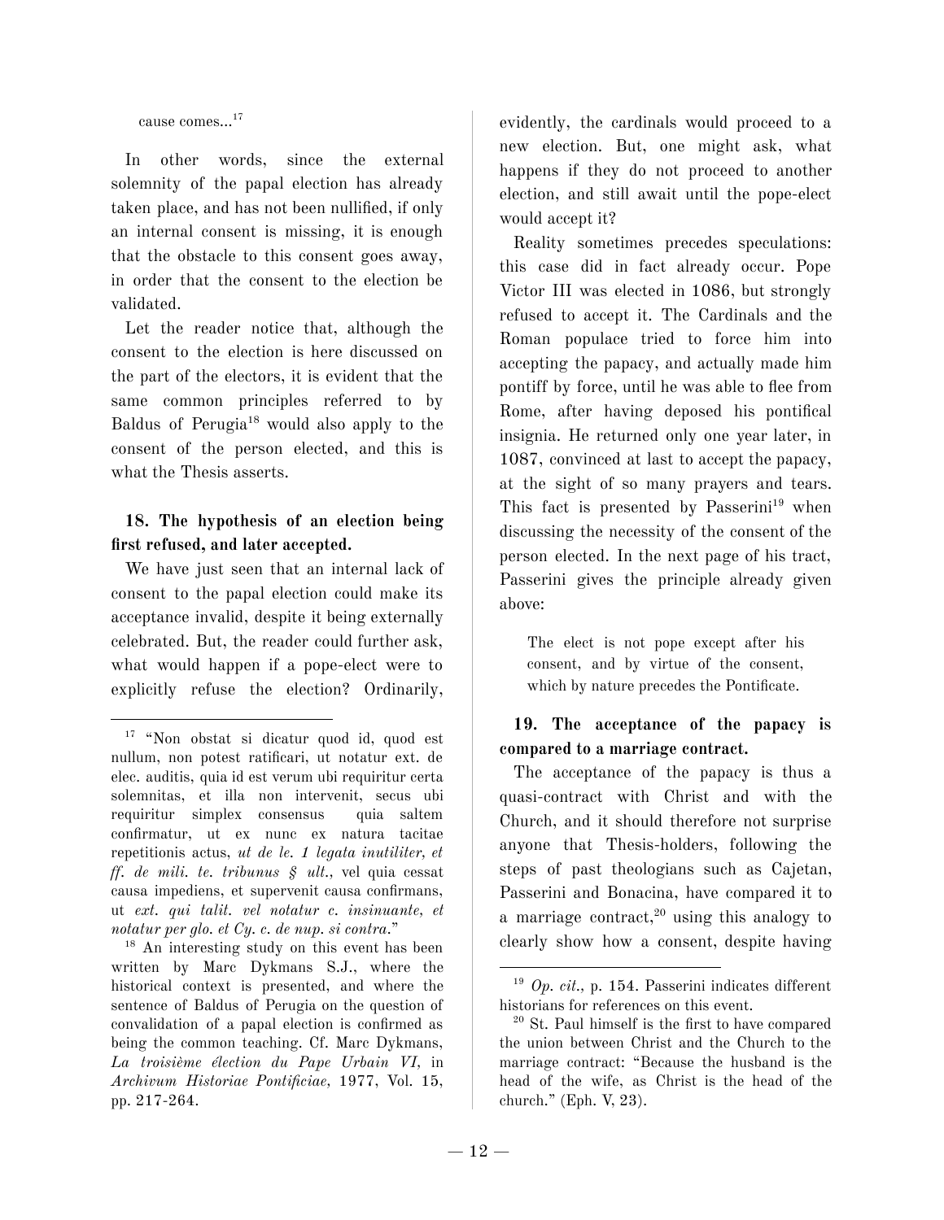cause comes...[17]

In other words, since the external solemnity of the papal election has already taken place, and has not been nullified, if only an internal consent is missing, it is enough that the obstacle to this consent goes away, in order that the consent to the election be validated.

Let the reader notice that, although the consent to the election is here discussed on the part of the electors, it is evident that the same common principles referred to by Baldus of Perugia[18] would also apply to the consent of the person elected, and this is what the Thesis asserts.

### 18. The hypothesis of an election being first refused, and later accepted.

We have just seen that an internal lack of consent to the papal election could make its acceptance invalid, despite it being externally celebrated. But, the reader could further ask, what would happen if a pope-elect were to explicitly refuse the election? Ordinarily, evidently, the cardinals would proceed to a new election. But, one might ask, what happens if they do not proceed to another election, and still await until the pope-elect would accept it?

Reality sometimes precedes speculations: this case did in fact already occur. Pope Victor III was elected in 1086, but strongly refused to accept it. The Cardinals and the Roman populace tried to force him into accepting the papacy, and actually made him pontiff by force, until he was able to flee from Rome, after having deposed his pontifical insignia. He returned only one year later, in 1087, convinced at last to accept the papacy, at the sight of so many prayers and tears. This fact is presented by Passerini[19] when discussing the necessity of the consent of the person elected. In the next page of his tract, Passerini gives the principle already given above:

> The elect is not pope except after his consent, and by virtue of the consent, which by nature precedes the Pontificate.

### 19. The acceptance of the papacy is compared to a marriage contract.

The acceptance of the papacy is thus a quasi-contract with Christ and with the Church, and it should therefore not surprise anyone that Thesis-holders, following the steps of past theologians such as Cajetan, Passerini and Bonacina, have compared it to a marriage contract,[20] using this analogy to clearly show how a consent, despite having

---

[17] "Non obstat si dicatur quod id, quod est nullum, non potest ratificari, ut notatur ext. de elec. auditis, quia id est verum ubi requiritur certa solemnitas, et illa non intervenit, secus ubi requiritur simplex consensus quia saltem confirmatur, ut ex nunc ex natura tacitae repetitionis actus, *ut de le. 1 legata inutiliter, et ff. de mili. te. tribunus § ult.*, vel quia cessat causa impediens, et supervenit causa confirmans, ut *ext. qui talit. vel notatur c. insinuante, et notatur per glo. et Cy. c. de nup. si contra.*"

[18] An interesting study on this event has been written by Marc Dykmans S.J., where the historical context is presented, and where the sentence of Baldus of Perugia on the question of convalidation of a papal election is confirmed as being the common teaching. Cf. Marc Dykmans, *La troisième élection du Pape Urbain VI*, in *Archivum Historiae Pontificiae*, 1977, Vol. 15, pp. 217-264.

[19] *Op. cit.*, p. 154. Passerini indicates different historians for references on this event.

[20] St. Paul himself is the first to have compared the union between Christ and the Church to the marriage contract: "Because the husband is the head of the wife, as Christ is the head of the church." (Eph. V, 23).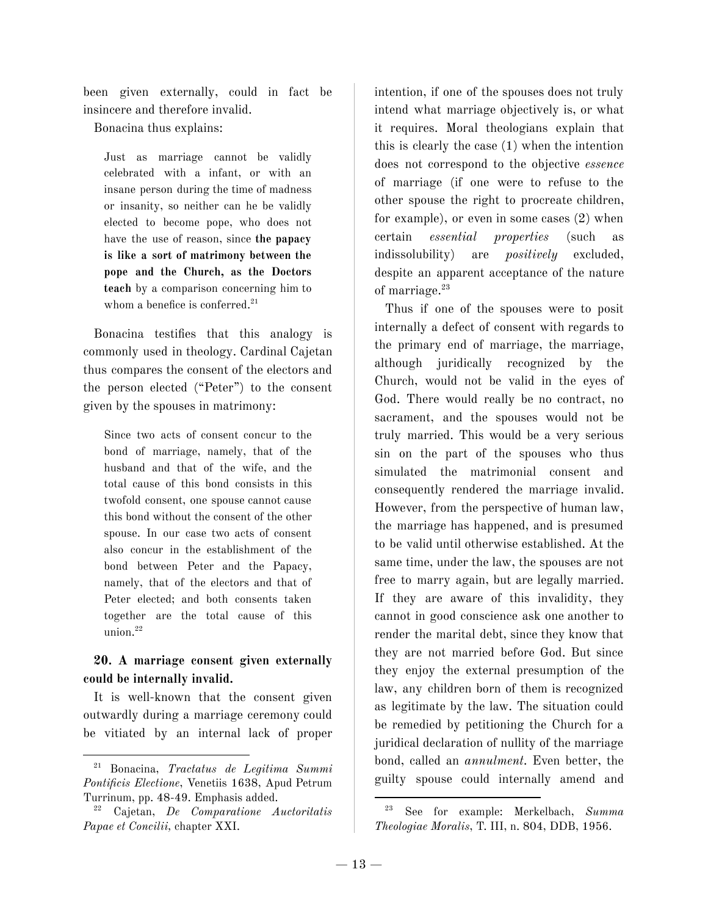been given externally, could in fact be insincere and therefore invalid.

Bonacina thus explains:

> Just as marriage cannot be validly celebrated with a infant, or with an insane person during the time of madness or insanity, so neither can he be validly elected to become pope, who does not have the use of reason, since **the papacy is like a sort of matrimony between the pope and the Church, as the Doctors teach** by a comparison concerning him to whom a benefice is conferred.[21]

Bonacina testifies that this analogy is commonly used in theology. Cardinal Cajetan thus compares the consent of the electors and the person elected ("Peter") to the consent given by the spouses in matrimony:

> Since two acts of consent concur to the bond of marriage, namely, that of the husband and that of the wife, and the total cause of this bond consists in this twofold consent, one spouse cannot cause this bond without the consent of the other spouse. In our case two acts of consent also concur in the establishment of the bond between Peter and the Papacy, namely, that of the electors and that of Peter elected; and both consents taken together are the total cause of this union.[22]

### 20. A marriage consent given externally could be internally invalid.

It is well-known that the consent given outwardly during a marriage ceremony could be vitiated by an internal lack of proper intention, if one of the spouses does not truly intend what marriage objectively is, or what it requires. Moral theologians explain that this is clearly the case (1) when the intention does not correspond to the objective *essence* of marriage (if one were to refuse to the other spouse the right to procreate children, for example), or even in some cases (2) when certain *essential properties* (such as indissolubility) are *positively* excluded, despite an apparent acceptance of the nature of marriage.[23]

Thus if one of the spouses were to posit internally a defect of consent with regards to the primary end of marriage, the marriage, although juridically recognized by the Church, would not be valid in the eyes of God. There would really be no contract, no sacrament, and the spouses would not be truly married. This would be a very serious sin on the part of the spouses who thus simulated the matrimonial consent and consequently rendered the marriage invalid. However, from the perspective of human law, the marriage has happened, and is presumed to be valid until otherwise established. At the same time, under the law, the spouses are not free to marry again, but are legally married. If they are aware of this invalidity, they cannot in good conscience ask one another to render the marital debt, since they know that they are not married before God. But since they enjoy the external presumption of the law, any children born of them is recognized as legitimate by the law. The situation could be remedied by petitioning the Church for a juridical declaration of nullity of the marriage bond, called an *annulment*. Even better, the guilty spouse could internally amend and

---

[21] Bonacina, *Tractatus de Legitima Summi Pontificis Electione*, Venetiis 1638, Apud Petrum Turrinum, pp. 48-49. Emphasis added.

[22] Cajetan, *De Comparatione Auctoritatis Papae et Concilii*, chapter XXI.

[23] See for example: Merkelbach, *Summa Theologiae Moralis*, T. III, n. 804, DDB, 1956.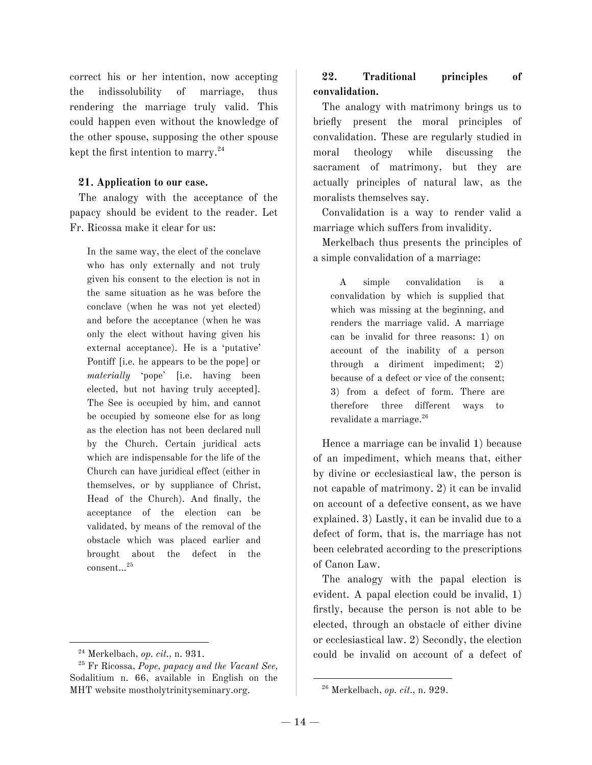correct his or her intention, now accepting the indissolubility of marriage, thus rendering the marriage truly valid. This could happen even without the knowledge of the other spouse, supposing the other spouse kept the first intention to marry.[24]

### 21. Application to our case.

The analogy with the acceptance of the papacy should be evident to the reader. Let Fr. Ricossa make it clear for us:

> In the same way, the elect of the conclave who has only externally and not truly given his consent to the election is not in the same situation as he was before the conclave (when he was not yet elected) and before the acceptance (when he was only the elect without having given his external acceptance). He is a 'putative' Pontiff [i.e. he appears to be the pope] or *materially* 'pope' [i.e. having been elected, but not having truly accepted]. The See is occupied by him, and cannot be occupied by someone else for as long as the election has not been declared null by the Church. Certain juridical acts which are indispensable for the life of the Church can have juridical effect (either in themselves, or by suppliance of Christ, Head of the Church). And finally, the acceptance of the election can be validated, by means of the removal of the obstacle which was placed earlier and brought about the defect in the consent...[25]

### 22. Traditional principles of convalidation.

The analogy with matrimony brings us to briefly present the moral principles of convalidation. These are regularly studied in moral theology while discussing the sacrament of matrimony, but they are actually principles of natural law, as the moralists themselves say.

Convalidation is a way to render valid a marriage which suffers from invalidity.

Merkelbach thus presents the principles of a simple convalidation of a marriage:

> A simple convalidation is a convalidation by which is supplied that which was missing at the beginning, and renders the marriage valid. A marriage can be invalid for three reasons: 1) on account of the inability of a person through a diriment impediment; 2) because of a defect or vice of the consent; 3) from a defect of form. There are therefore three different ways to revalidate a marriage.[26]

Hence a marriage can be invalid 1) because of an impediment, which means that, either by divine or ecclesiastical law, the person is not capable of matrimony. 2) it can be invalid on account of a defective consent, as we have explained. 3) Lastly, it can be invalid due to a defect of form, that is, the marriage has not been celebrated according to the prescriptions of Canon Law.

The analogy with the papal election is evident. A papal election could be invalid, 1) firstly, because the person is not able to be elected, through an obstacle of either divine or ecclesiastical law. 2) Secondly, the election could be invalid on account of a defect of

---

[24] Merkelbach, *op. cit.*, n. 931.

[25] Fr Ricossa, *Pope, papacy and the Vacant See*, Sodalitium n. 66, available in English on the MHT website mostholytrinityseminary.org.

[26] Merkelbach, *op. cit.*, n. 929.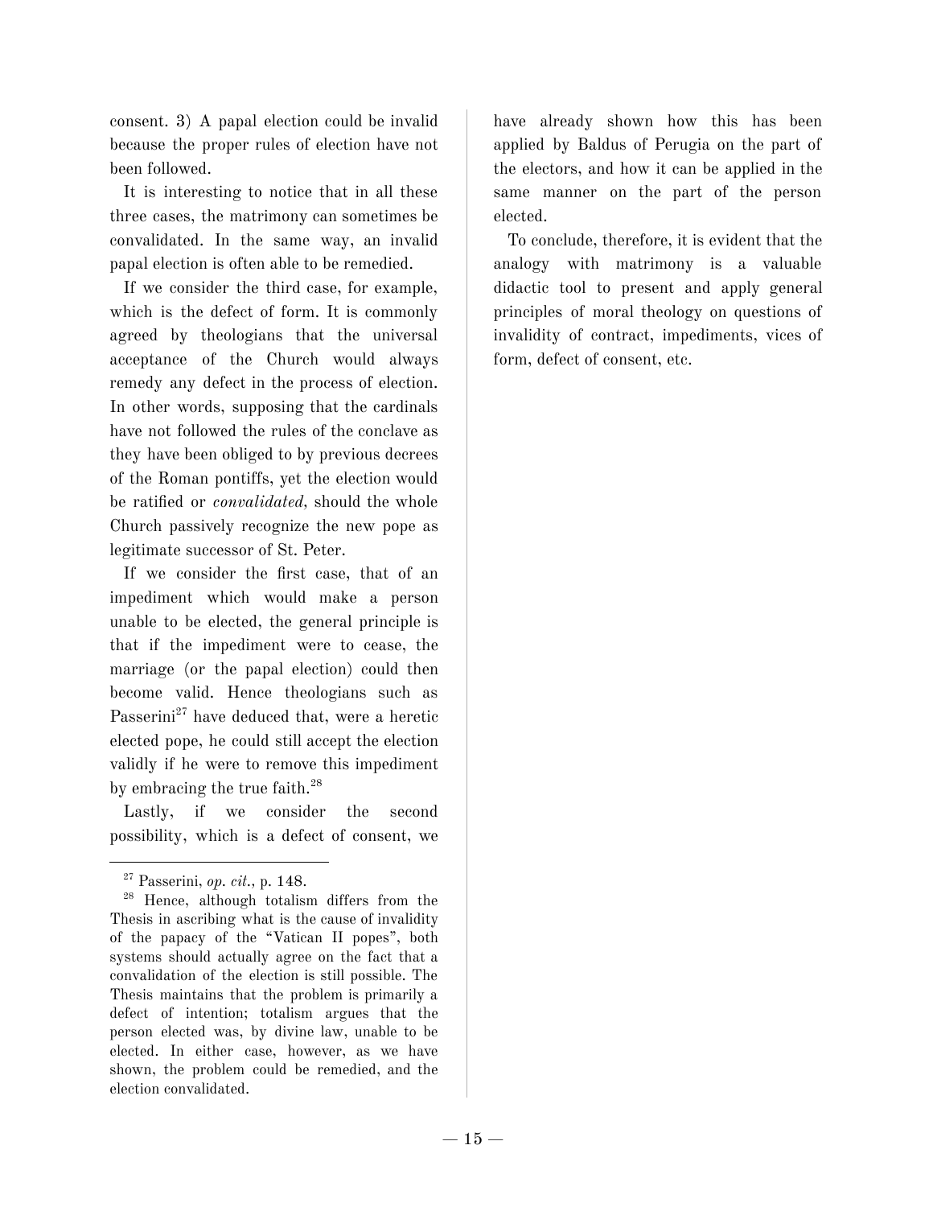consent. 3) A papal election could be invalid because the proper rules of election have not been followed.

It is interesting to notice that in all these three cases, the matrimony can sometimes be convalidated. In the same way, an invalid papal election is often able to be remedied.

If we consider the third case, for example, which is the defect of form. It is commonly agreed by theologians that the universal acceptance of the Church would always remedy any defect in the process of election. In other words, supposing that the cardinals have not followed the rules of the conclave as they have been obliged to by previous decrees of the Roman pontiffs, yet the election would be ratified or *convalidated*, should the whole Church passively recognize the new pope as legitimate successor of St. Peter.

If we consider the first case, that of an impediment which would make a person unable to be elected, the general principle is that if the impediment were to cease, the marriage (or the papal election) could then become valid. Hence theologians such as Passerini[27] have deduced that, were a heretic elected pope, he could still accept the election validly if he were to remove this impediment by embracing the true faith.[28]

Lastly, if we consider the second possibility, which is a defect of consent, we have already shown how this has been applied by Baldus of Perugia on the part of the electors, and how it can be applied in the same manner on the part of the person elected.

To conclude, therefore, it is evident that the analogy with matrimony is a valuable didactic tool to present and apply general principles of moral theology on questions of invalidity of contract, impediments, vices of form, defect of consent, etc.

---

[27] Passerini, *op. cit.*, p. 148.

[28] Hence, although totalism differs from the Thesis in ascribing what is the cause of invalidity of the papacy of the "Vatican II popes", both systems should actually agree on the fact that a convalidation of the election is still possible. The Thesis maintains that the problem is primarily a defect of intention; totalism argues that the person elected was, by divine law, unable to be elected. In either case, however, as we have shown, the problem could be remedied, and the election convalidated.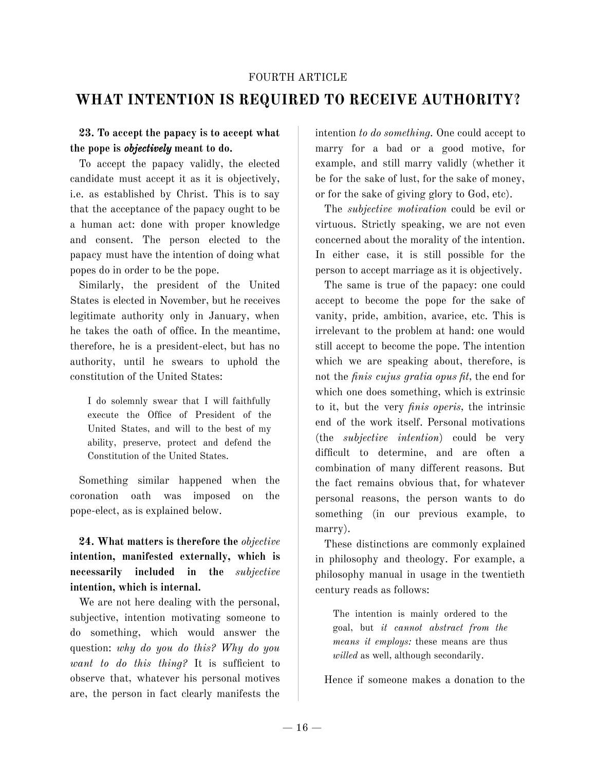FOURTH ARTICLE

## WHAT INTENTION IS REQUIRED TO RECEIVE AUTHORITY?

**23. To accept the papacy is to accept what the pope is *objectively* meant to do.**

To accept the papacy validly, the elected candidate must accept it as it is objectively, i.e. as established by Christ. This is to say that the acceptance of the papacy ought to be a human act: done with proper knowledge and consent. The person elected to the papacy must have the intention of doing what popes do in order to be the pope.

Similarly, the president of the United States is elected in November, but he receives legitimate authority only in January, when he takes the oath of office. In the meantime, therefore, he is a president-elect, but has no authority, until he swears to uphold the constitution of the United States:

> I do solemnly swear that I will faithfully execute the Office of President of the United States, and will to the best of my ability, preserve, protect and defend the Constitution of the United States.

Something similar happened when the coronation oath was imposed on the pope-elect, as is explained below.

**24. What matters is therefore the *objective* intention, manifested externally, which is necessarily included in the *subjective* intention, which is internal.**

We are not here dealing with the personal, subjective, intention motivating someone to do something, which would answer the question: *why do you do this? Why do you want to do this thing?* It is sufficient to observe that, whatever his personal motives are, the person in fact clearly manifests the intention *to do something.* One could accept to marry for a bad or a good motive, for example, and still marry validly (whether it be for the sake of lust, for the sake of money, or for the sake of giving glory to God, etc).

The *subjective motivation* could be evil or virtuous. Strictly speaking, we are not even concerned about the morality of the intention. In either case, it is still possible for the person to accept marriage as it is objectively.

The same is true of the papacy: one could accept to become the pope for the sake of vanity, pride, ambition, avarice, etc. This is irrelevant to the problem at hand: one would still accept to become the pope. The intention which we are speaking about, therefore, is not the *finis cujus gratia opus fit,* the end for which one does something, which is extrinsic to it, but the very *finis operis,* the intrinsic end of the work itself. Personal motivations (the *subjective intention*) could be very difficult to determine, and are often a combination of many different reasons. But the fact remains obvious that, for whatever personal reasons, the person wants to do something (in our previous example, to marry).

These distinctions are commonly explained in philosophy and theology. For example, a philosophy manual in usage in the twentieth century reads as follows:

> The intention is mainly ordered to the goal, but *it cannot abstract from the means it employs:* these means are thus *willed* as well, although secondarily.

Hence if someone makes a donation to the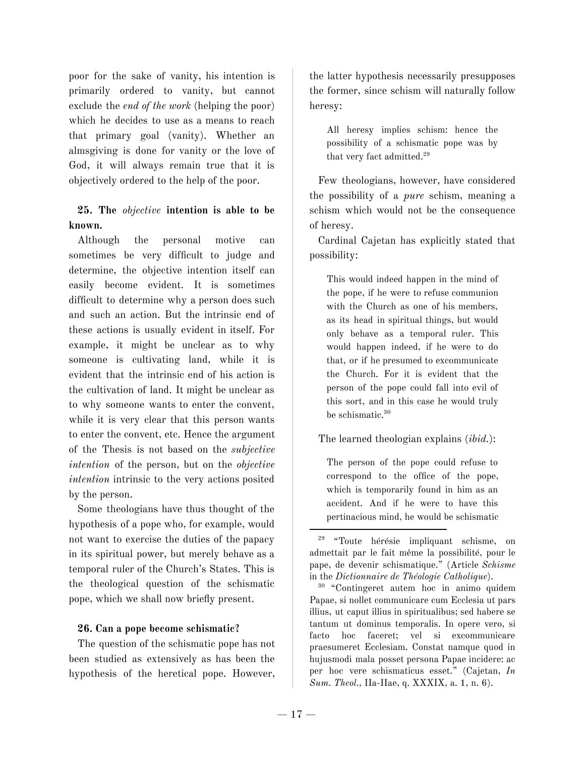poor for the sake of vanity, his intention is primarily ordered to vanity, but cannot exclude the *end of the work* (helping the poor) which he decides to use as a means to reach that primary goal (vanity). Whether an almsgiving is done for vanity or the love of God, it will always remain true that it is objectively ordered to the help of the poor.

### 25. The *objective* intention is able to be known.

Although the personal motive can sometimes be very difficult to judge and determine, the objective intention itself can easily become evident. It is sometimes difficult to determine why a person does such and such an action. But the intrinsic end of these actions is usually evident in itself. For example, it might be unclear as to why someone is cultivating land, while it is evident that the intrinsic end of his action is the cultivation of land. It might be unclear as to why someone wants to enter the convent, while it is very clear that this person wants to enter the convent, etc. Hence the argument of the Thesis is not based on the *subjective intention* of the person, but on the *objective intention* intrinsic to the very actions posited by the person.

Some theologians have thus thought of the hypothesis of a pope who, for example, would not want to exercise the duties of the papacy in its spiritual power, but merely behave as a temporal ruler of the Church's States. This is the theological question of the schismatic pope, which we shall now briefly present.

### 26. Can a pope become schismatic?

The question of the schismatic pope has not been studied as extensively as has been the hypothesis of the heretical pope. However, the latter hypothesis necessarily presupposes the former, since schism will naturally follow heresy:

> All heresy implies schism: hence the possibility of a schismatic pope was by that very fact admitted.[29]

Few theologians, however, have considered the possibility of a *pure* schism, meaning a schism which would not be the consequence of heresy.

Cardinal Cajetan has explicitly stated that possibility:

> This would indeed happen in the mind of the pope, if he were to refuse communion with the Church as one of his members, as its head in spiritual things, but would only behave as a temporal ruler. This would happen indeed, if he were to do that, or if he presumed to excommunicate the Church. For it is evident that the person of the pope could fall into evil of this sort, and in this case he would truly be schismatic.[30]

The learned theologian explains (*ibid.*):

> The person of the pope could refuse to correspond to the office of the pope, which is temporarily found in him as an accident. And if he were to have this pertinacious mind, he would be schismatic

---

[29] "Toute hérésie impliquant schisme, on admettait par le fait même la possibilité, pour le pape, de devenir schismatique." (Article *Schisme* in the *Dictionnaire de Théologie Catholique*).

[30] "Contingeret autem hoc in animo quidem Papae, si nollet communicare cum Ecclesia ut pars illius, ut caput illius in spiritualibus; sed habere se tantum ut dominus temporalis. In opere vero, si facto hoc faceret; vel si excommunicare praesumeret Ecclesiam. Constat namque quod in hujusmodi mala posset persona Papae incidere: ac per hoc vere schismaticus esset." (Cajetan, *In Sum. Theol.*, IIa-IIae, q. XXXIX, a. 1, n. 6).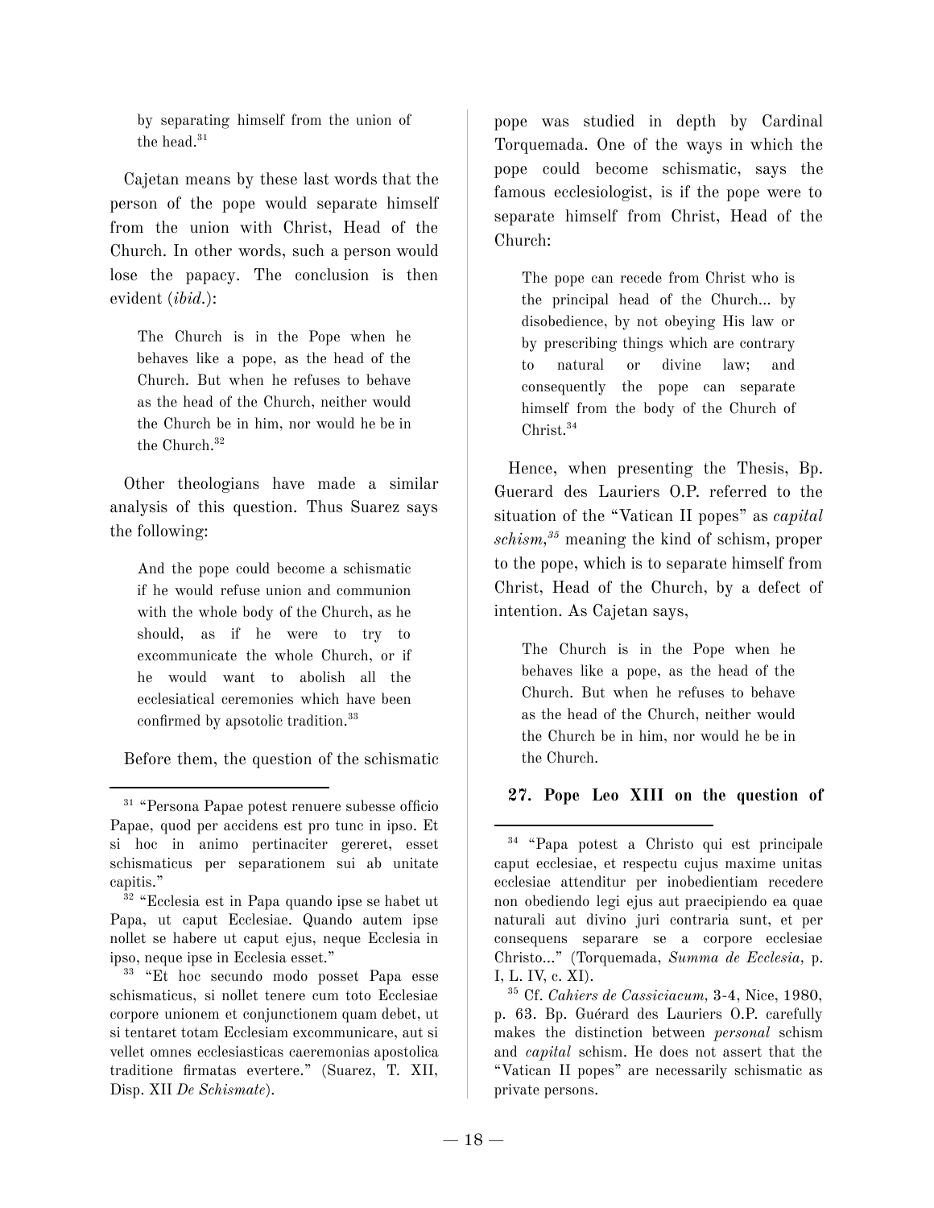> by separating himself from the union of the head.[31]

Cajetan means by these last words that the person of the pope would separate himself from the union with Christ, Head of the Church. In other words, such a person would lose the papacy. The conclusion is then evident (*ibid.*):

> The Church is in the Pope when he behaves like a pope, as the head of the Church. But when he refuses to behave as the head of the Church, neither would the Church be in him, nor would he be in the Church.[32]

Other theologians have made a similar analysis of this question. Thus Suarez says the following:

> And the pope could become a schismatic if he would refuse union and communion with the whole body of the Church, as he should, as if he were to try to excommunicate the whole Church, or if he would want to abolish all the ecclesiatical ceremonies which have been confirmed by apsotolic tradition.[33]

Before them, the question of the schismatic pope was studied in depth by Cardinal Torquemada. One of the ways in which the pope could become schismatic, says the famous ecclesiologist, is if the pope were to separate himself from Christ, Head of the Church:

> The pope can recede from Christ who is the principal head of the Church... by disobedience, by not obeying His law or by prescribing things which are contrary to natural or divine law; and consequently the pope can separate himself from the body of the Church of Christ.[34]

Hence, when presenting the Thesis, Bp. Guerard des Lauriers O.P. referred to the situation of the "Vatican II popes" as *capital schism*,[35] meaning the kind of schism, proper to the pope, which is to separate himself from Christ, Head of the Church, by a defect of intention. As Cajetan says,

> The Church is in the Pope when he behaves like a pope, as the head of the Church. But when he refuses to behave as the head of the Church, neither would the Church be in him, nor would he be in the Church.

### 27. Pope Leo XIII on the question of

---

[31] "Persona Papae potest renuere subesse officio Papae, quod per accidens est pro tunc in ipso. Et si hoc in animo pertinaciter gereret, esset schismaticus per separationem sui ab unitate capitis."

[32] "Ecclesia est in Papa quando ipse se habet ut Papa, ut caput Ecclesiae. Quando autem ipse nollet se habere ut caput ejus, neque Ecclesia in ipso, neque ipse in Ecclesia esset."

[33] "Et hoc secundo modo posset Papa esse schismaticus, si nollet tenere cum toto Ecclesiae corpore unionem et conjunctionem quam debet, ut si tentaret totam Ecclesiam excommunicare, aut si vellet omnes ecclesiasticas caeremonias apostolica traditione firmatas evertere." (Suarez, T. XII, Disp. XII *De Schismate*).

[34] "Papa potest a Christo qui est principale caput ecclesiae, et respectu cujus maxime unitas ecclesiae attenditur per inobedientiam recedere non obediendo legi ejus aut praecipiendo ea quae naturali aut divino juri contraria sunt, et per consequens separare se a corpore ecclesiae Christo..." (Torquemada, *Summa de Ecclesia*, p. I, L. IV, c. XI).

[35] Cf. *Cahiers de Cassiciacum*, 3-4, Nice, 1980, p. 63. Bp. Guérard des Lauriers O.P. carefully makes the distinction between *personal* schism and *capital* schism. He does not assert that the "Vatican II popes" are necessarily schismatic as private persons.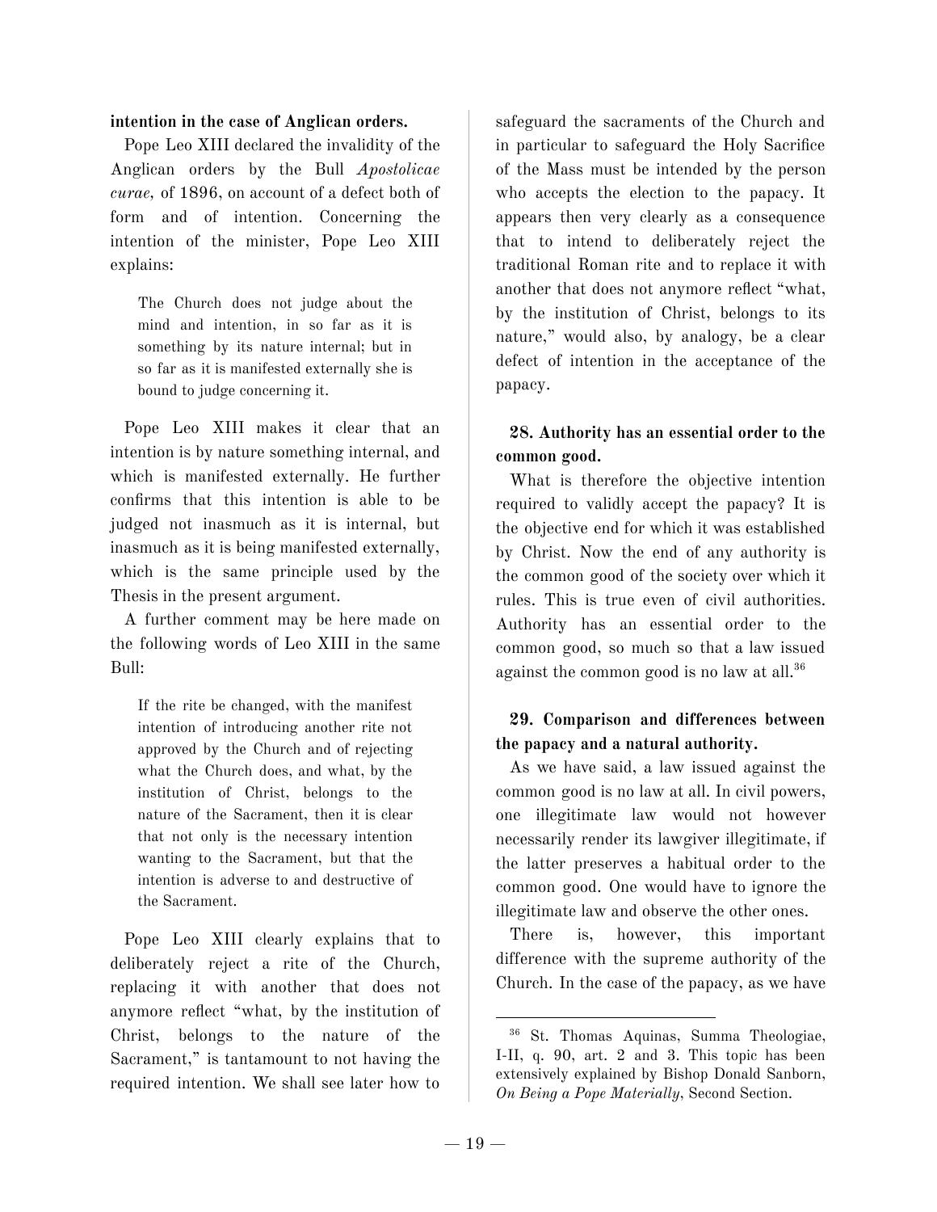**intention in the case of Anglican orders.**

Pope Leo XIII declared the invalidity of the Anglican orders by the Bull *Apostolicae curae,* of 1896, on account of a defect both of form and of intention. Concerning the intention of the minister, Pope Leo XIII explains:

> The Church does not judge about the mind and intention, in so far as it is something by its nature internal; but in so far as it is manifested externally she is bound to judge concerning it.

Pope Leo XIII makes it clear that an intention is by nature something internal, and which is manifested externally. He further confirms that this intention is able to be judged not inasmuch as it is internal, but inasmuch as it is being manifested externally, which is the same principle used by the Thesis in the present argument.

A further comment may be here made on the following words of Leo XIII in the same Bull:

> If the rite be changed, with the manifest intention of introducing another rite not approved by the Church and of rejecting what the Church does, and what, by the institution of Christ, belongs to the nature of the Sacrament, then it is clear that not only is the necessary intention wanting to the Sacrament, but that the intention is adverse to and destructive of the Sacrament.

Pope Leo XIII clearly explains that to deliberately reject a rite of the Church, replacing it with another that does not anymore reflect "what, by the institution of Christ, belongs to the nature of the Sacrament," is tantamount to not having the required intention. We shall see later how to safeguard the sacraments of the Church and in particular to safeguard the Holy Sacrifice of the Mass must be intended by the person who accepts the election to the papacy. It appears then very clearly as a consequence that to intend to deliberately reject the traditional Roman rite and to replace it with another that does not anymore reflect "what, by the institution of Christ, belongs to its nature," would also, by analogy, be a clear defect of intention in the acceptance of the papacy.

**28. Authority has an essential order to the common good.**

What is therefore the objective intention required to validly accept the papacy? It is the objective end for which it was established by Christ. Now the end of any authority is the common good of the society over which it rules. This is true even of civil authorities. Authority has an essential order to the common good, so much so that a law issued against the common good is no law at all.[36]

**29. Comparison and differences between the papacy and a natural authority.**

As we have said, a law issued against the common good is no law at all. In civil powers, one illegitimate law would not however necessarily render its lawgiver illegitimate, if the latter preserves a habitual order to the common good. One would have to ignore the illegitimate law and observe the other ones.

There is, however, this important difference with the supreme authority of the Church. In the case of the papacy, as we have

---

[36] St. Thomas Aquinas, Summa Theologiae, I-II, q. 90, art. 2 and 3. This topic has been extensively explained by Bishop Donald Sanborn, *On Being a Pope Materially*, Second Section.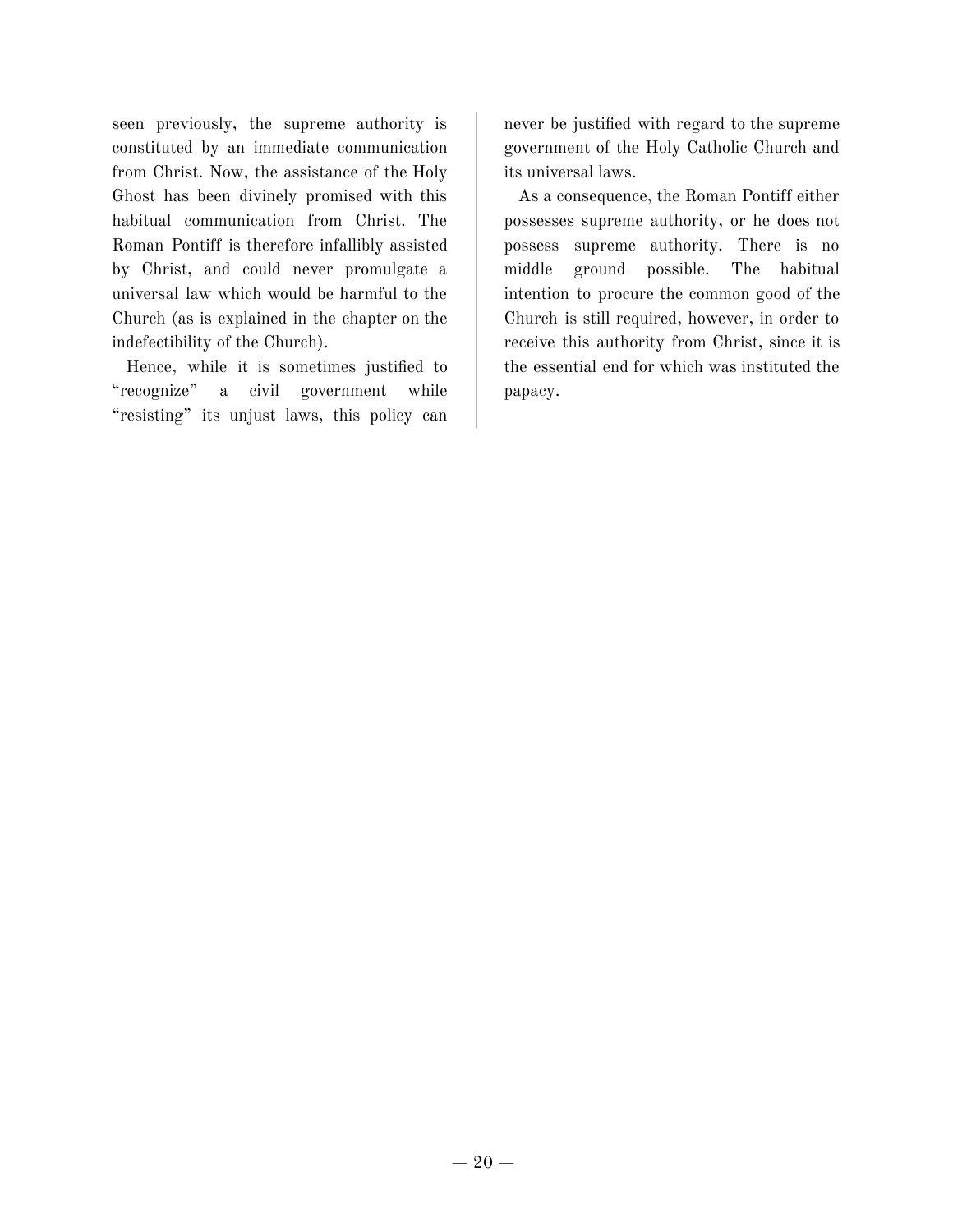seen previously, the supreme authority is constituted by an immediate communication from Christ. Now, the assistance of the Holy Ghost has been divinely promised with this habitual communication from Christ. The Roman Pontiff is therefore infallibly assisted by Christ, and could never promulgate a universal law which would be harmful to the Church (as is explained in the chapter on the indefectibility of the Church).

Hence, while it is sometimes justified to "recognize" a civil government while "resisting" its unjust laws, this policy can never be justified with regard to the supreme government of the Holy Catholic Church and its universal laws.

As a consequence, the Roman Pontiff either possesses supreme authority, or he does not possess supreme authority. There is no middle ground possible. The habitual intention to procure the common good of the Church is still required, however, in order to receive this authority from Christ, since it is the essential end for which was instituted the papacy.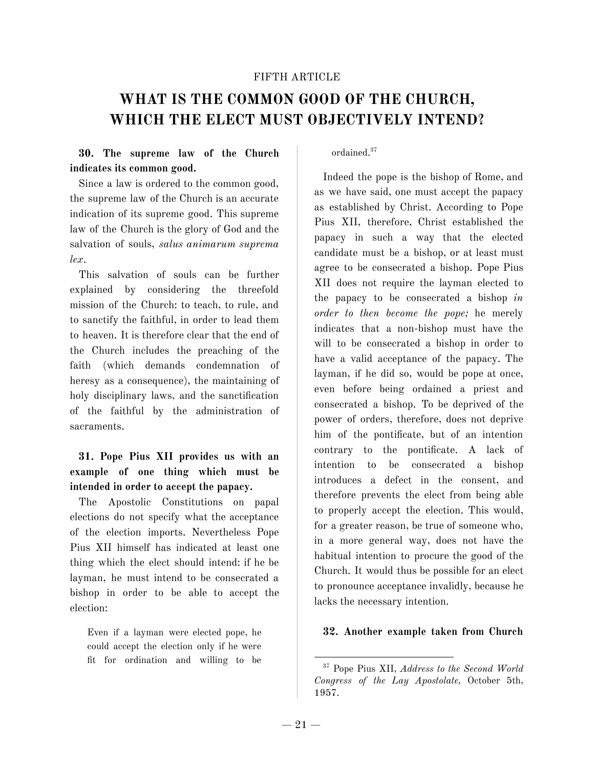FIFTH ARTICLE

# WHAT IS THE COMMON GOOD OF THE CHURCH, WHICH THE ELECT MUST OBJECTIVELY INTEND?

**30. The supreme law of the Church indicates its common good.**

Since a law is ordered to the common good, the supreme law of the Church is an accurate indication of its supreme good. This supreme law of the Church is the glory of God and the salvation of souls, *salus animarum suprema lex*.

This salvation of souls can be further explained by considering the threefold mission of the Church: to teach, to rule, and to sanctify the faithful, in order to lead them to heaven. It is therefore clear that the end of the Church includes the preaching of the faith (which demands condemnation of heresy as a consequence), the maintaining of holy disciplinary laws, and the sanctification of the faithful by the administration of sacraments.

**31. Pope Pius XII provides us with an example of one thing which must be intended in order to accept the papacy.**

The Apostolic Constitutions on papal elections do not specify what the acceptance of the election imports. Nevertheless Pope Pius XII himself has indicated at least one thing which the elect should intend: if he be layman, he must intend to be consecrated a bishop in order to be able to accept the election:

> Even if a layman were elected pope, he could accept the election only if he were fit for ordination and willing to be ordained.[37]

Indeed the pope is the bishop of Rome, and as we have said, one must accept the papacy as established by Christ. According to Pope Pius XII, therefore, Christ established the papacy in such a way that the elected candidate must be a bishop, or at least must agree to be consecrated a bishop. Pope Pius XII does not require the layman elected to the papacy to be consecrated a bishop *in order to then become the pope;* he merely indicates that a non-bishop must have the will to be consecrated a bishop in order to have a valid acceptance of the papacy. The layman, if he did so, would be pope at once, even before being ordained a priest and consecrated a bishop. To be deprived of the power of orders, therefore, does not deprive him of the pontificate, but of an intention contrary to the pontificate. A lack of intention to be consecrated a bishop introduces a defect in the consent, and therefore prevents the elect from being able to properly accept the election. This would, for a greater reason, be true of someone who, in a more general way, does not have the habitual intention to procure the good of the Church. It would thus be possible for an elect to pronounce acceptance invalidly, because he lacks the necessary intention.

**32. Another example taken from Church**

[37] Pope Pius XII, *Address to the Second World Congress of the Lay Apostolate*, October 5th, 1957.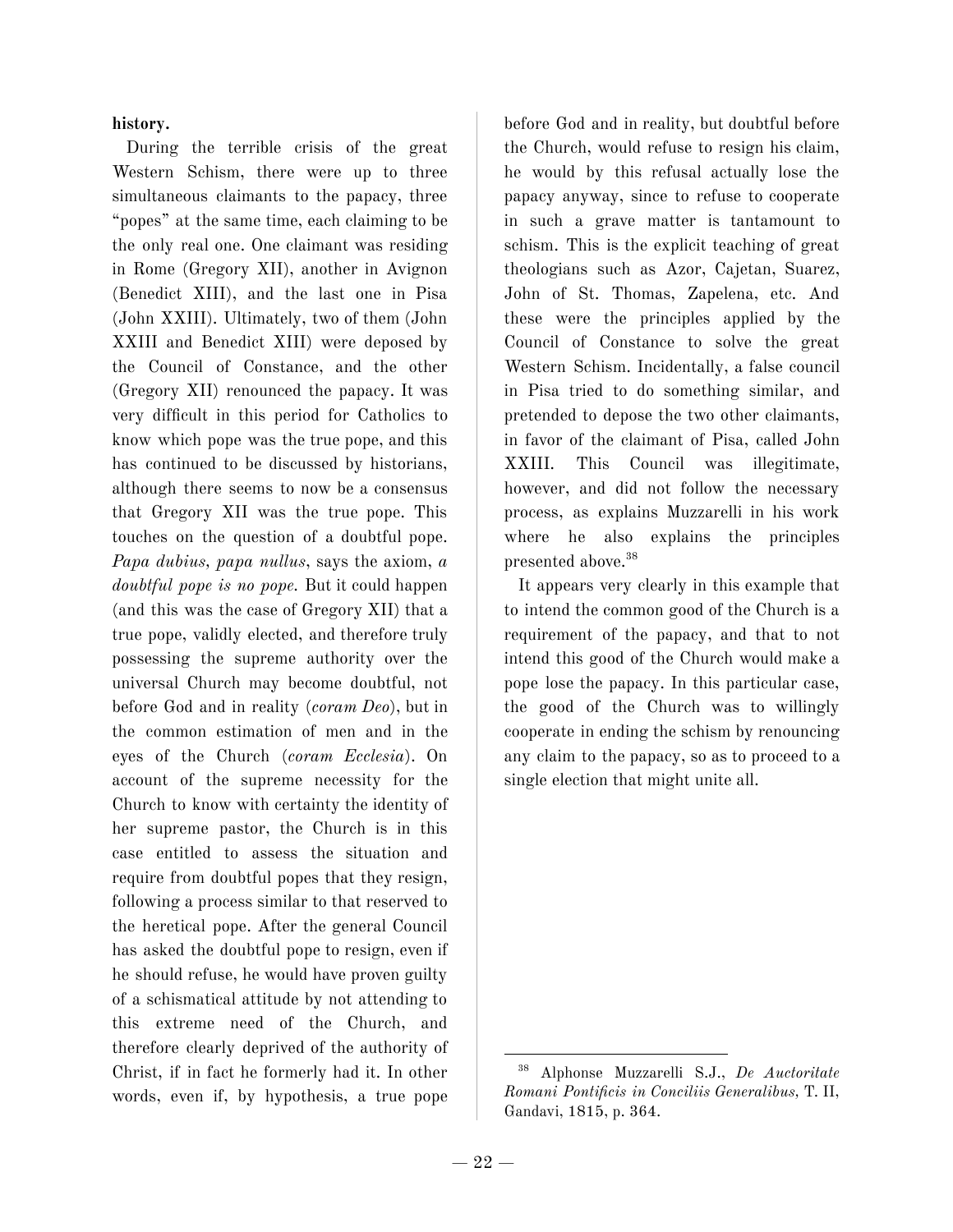**history.**

During the terrible crisis of the great Western Schism, there were up to three simultaneous claimants to the papacy, three "popes" at the same time, each claiming to be the only real one. One claimant was residing in Rome (Gregory XII), another in Avignon (Benedict XIII), and the last one in Pisa (John XXIII). Ultimately, two of them (John XXIII and Benedict XIII) were deposed by the Council of Constance, and the other (Gregory XII) renounced the papacy. It was very difficult in this period for Catholics to know which pope was the true pope, and this has continued to be discussed by historians, although there seems to now be a consensus that Gregory XII was the true pope. This touches on the question of a doubtful pope. *Papa dubius, papa nullus*, says the axiom, *a doubtful pope is no pope.* But it could happen (and this was the case of Gregory XII) that a true pope, validly elected, and therefore truly possessing the supreme authority over the universal Church may become doubtful, not before God and in reality (*coram Deo*), but in the common estimation of men and in the eyes of the Church (*coram Ecclesia*). On account of the supreme necessity for the Church to know with certainty the identity of her supreme pastor, the Church is in this case entitled to assess the situation and require from doubtful popes that they resign, following a process similar to that reserved to the heretical pope. After the general Council has asked the doubtful pope to resign, even if he should refuse, he would have proven guilty of a schismatical attitude by not attending to this extreme need of the Church, and therefore clearly deprived of the authority of Christ, if in fact he formerly had it. In other words, even if, by hypothesis, a true pope before God and in reality, but doubtful before the Church, would refuse to resign his claim, he would by this refusal actually lose the papacy anyway, since to refuse to cooperate in such a grave matter is tantamount to schism. This is the explicit teaching of great theologians such as Azor, Cajetan, Suarez, John of St. Thomas, Zapelena, etc. And these were the principles applied by the Council of Constance to solve the great Western Schism. Incidentally, a false council in Pisa tried to do something similar, and pretended to depose the two other claimants, in favor of the claimant of Pisa, called John XXIII. This Council was illegitimate, however, and did not follow the necessary process, as explains Muzzarelli in his work where he also explains the principles presented above.[38]

It appears very clearly in this example that to intend the common good of the Church is a requirement of the papacy, and that to not intend this good of the Church would make a pope lose the papacy. In this particular case, the good of the Church was to willingly cooperate in ending the schism by renouncing any claim to the papacy, so as to proceed to a single election that might unite all.

---

[38] Alphonse Muzzarelli S.J., *De Auctoritate Romani Pontificis in Conciliis Generalibus,* T. II, Gandavi, 1815, p. 364.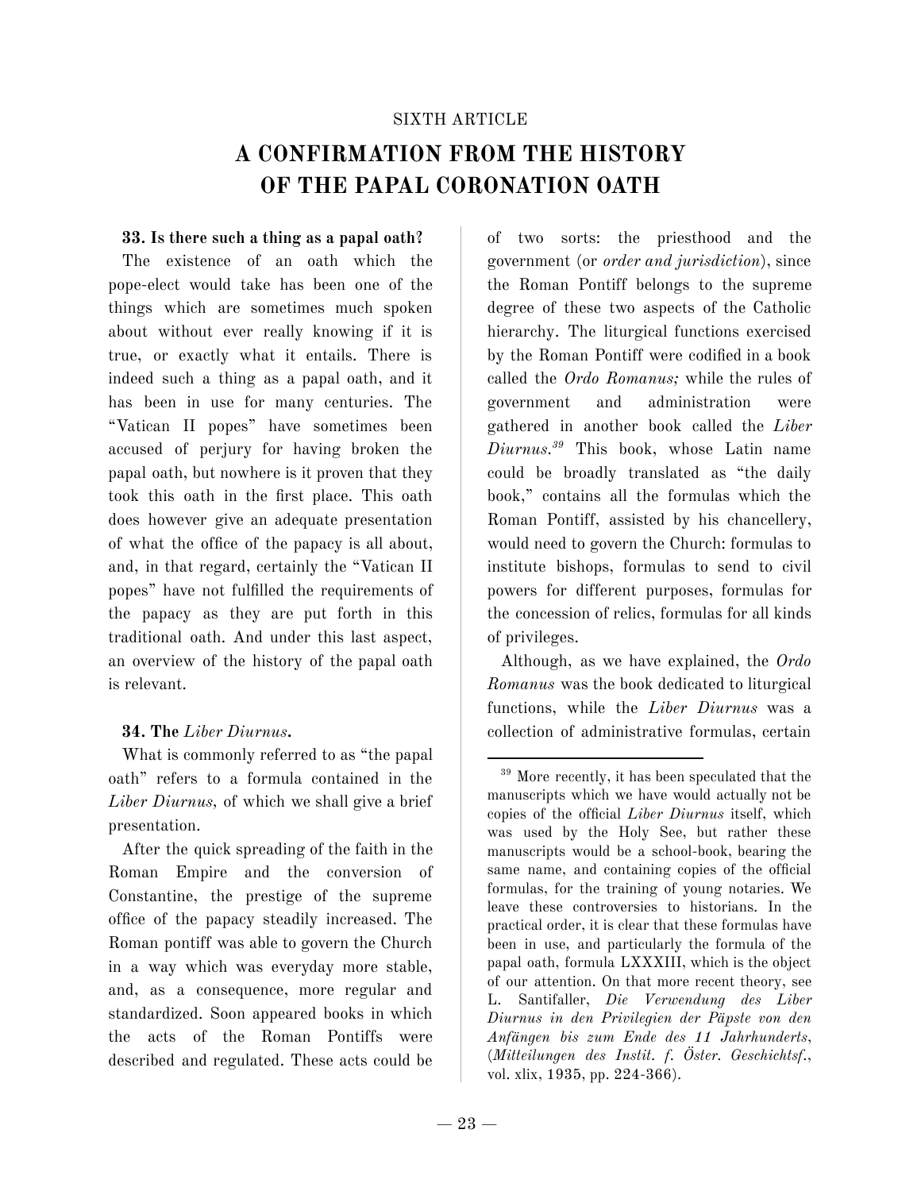SIXTH ARTICLE

# A CONFIRMATION FROM THE HISTORY OF THE PAPAL CORONATION OATH

**33. Is there such a thing as a papal oath?**

The existence of an oath which the pope-elect would take has been one of the things which are sometimes much spoken about without ever really knowing if it is true, or exactly what it entails. There is indeed such a thing as a papal oath, and it has been in use for many centuries. The "Vatican II popes" have sometimes been accused of perjury for having broken the papal oath, but nowhere is it proven that they took this oath in the first place. This oath does however give an adequate presentation of what the office of the papacy is all about, and, in that regard, certainly the "Vatican II popes" have not fulfilled the requirements of the papacy as they are put forth in this traditional oath. And under this last aspect, an overview of the history of the papal oath is relevant.

**34. The *Liber Diurnus*.**

What is commonly referred to as "the papal oath" refers to a formula contained in the *Liber Diurnus,* of which we shall give a brief presentation.

After the quick spreading of the faith in the Roman Empire and the conversion of Constantine, the prestige of the supreme office of the papacy steadily increased. The Roman pontiff was able to govern the Church in a way which was everyday more stable, and, as a consequence, more regular and standardized. Soon appeared books in which the acts of the Roman Pontiffs were described and regulated. These acts could be of two sorts: the priesthood and the government (or *order and jurisdiction*), since the Roman Pontiff belongs to the supreme degree of these two aspects of the Catholic hierarchy. The liturgical functions exercised by the Roman Pontiff were codified in a book called the *Ordo Romanus;* while the rules of government and administration were gathered in another book called the *Liber Diurnus.*[39] This book, whose Latin name could be broadly translated as "the daily book," contains all the formulas which the Roman Pontiff, assisted by his chancellery, would need to govern the Church: formulas to institute bishops, formulas to send to civil powers for different purposes, formulas for the concession of relics, formulas for all kinds of privileges.

Although, as we have explained, the *Ordo Romanus* was the book dedicated to liturgical functions, while the *Liber Diurnus* was a collection of administrative formulas, certain

[39] More recently, it has been speculated that the manuscripts which we have would actually not be copies of the official *Liber Diurnus* itself, which was used by the Holy See, but rather these manuscripts would be a school-book, bearing the same name, and containing copies of the official formulas, for the training of young notaries. We leave these controversies to historians. In the practical order, it is clear that these formulas have been in use, and particularly the formula of the papal oath, formula LXXXIII, which is the object of our attention. On that more recent theory, see L. Santifaller, *Die Verwendung des Liber Diurnus in den Privilegien der Päpste von den Anfängen bis zum Ende des 11 Jahrhunderts*, (*Mitteilungen des Instit. f. Öster. Geschichtsf.*, vol. xlix, 1935, pp. 224-366).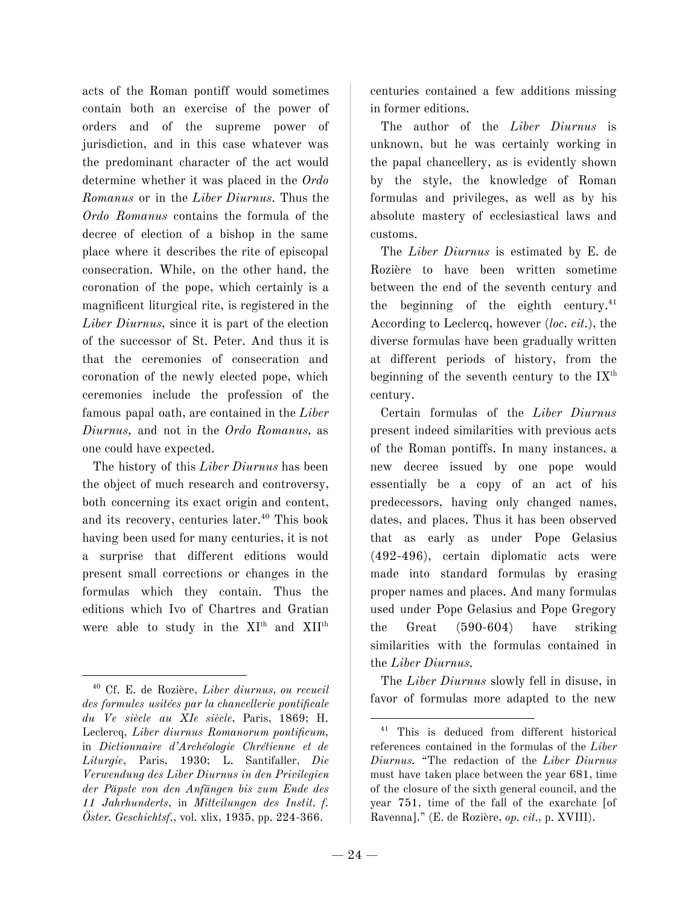acts of the Roman pontiff would sometimes contain both an exercise of the power of orders and of the supreme power of jurisdiction, and in this case whatever was the predominant character of the act would determine whether it was placed in the *Ordo Romanus* or in the *Liber Diurnus*. Thus the *Ordo Romanus* contains the formula of the decree of election of a bishop in the same place where it describes the rite of episcopal consecration. While, on the other hand, the coronation of the pope, which certainly is a magnificent liturgical rite, is registered in the *Liber Diurnus*, since it is part of the election of the successor of St. Peter. And thus it is that the ceremonies of consecration and coronation of the newly elected pope, which ceremonies include the profession of the famous papal oath, are contained in the *Liber Diurnus*, and not in the *Ordo Romanus*, as one could have expected.

The history of this *Liber Diurnus* has been the object of much research and controversy, both concerning its exact origin and content, and its recovery, centuries later.[40] This book having been used for many centuries, it is not a surprise that different editions would present small corrections or changes in the formulas which they contain. Thus the editions which Ivo of Chartres and Gratian were able to study in the XI[th] and XII[th] centuries contained a few additions missing in former editions.

The author of the *Liber Diurnus* is unknown, but he was certainly working in the papal chancellery, as is evidently shown by the style, the knowledge of Roman formulas and privileges, as well as by his absolute mastery of ecclesiastical laws and customs.

The *Liber Diurnus* is estimated by E. de Rozière to have been written sometime between the end of the seventh century and the beginning of the eighth century.[41] According to Leclercq, however (*loc. cit.*), the diverse formulas have been gradually written at different periods of history, from the beginning of the seventh century to the IX[th] century.

Certain formulas of the *Liber Diurnus* present indeed similarities with previous acts of the Roman pontiffs. In many instances, a new decree issued by one pope would essentially be a copy of an act of his predecessors, having only changed names, dates, and places. Thus it has been observed that as early as under Pope Gelasius (492-496), certain diplomatic acts were made into standard formulas by erasing proper names and places. And many formulas used under Pope Gelasius and Pope Gregory the Great (590-604) have striking similarities with the formulas contained in the *Liber Diurnus*.

The *Liber Diurnus* slowly fell in disuse, in favor of formulas more adapted to the new

---

[40] Cf. E. de Rozière, *Liber diurnus, ou recueil des formules usitées par la chancellerie pontificale du Ve siècle au XIe siècle*, Paris, 1869; H. Leclercq, *Liber diurnus Romanorum pontificum*, in *Dictionnaire d'Archéologie Chrétienne et de Liturgie*, Paris, 1930; L. Santifaller, *Die Verwendung des Liber Diurnus in den Privilegien der Päpste von den Anfängen bis zum Ende des 11 Jahrhunderts*, in *Mitteilungen des Instit. f. Öster. Geschichtsf.*, vol. xlix, 1935, pp. 224-366.

[41] This is deduced from different historical references contained in the formulas of the *Liber Diurnus*. "The redaction of the *Liber Diurnus* must have taken place between the year 681, time of the closure of the sixth general council, and the year 751, time of the fall of the exarchate [of Ravenna]." (E. de Rozière, *op. cit.*, p. XVIII).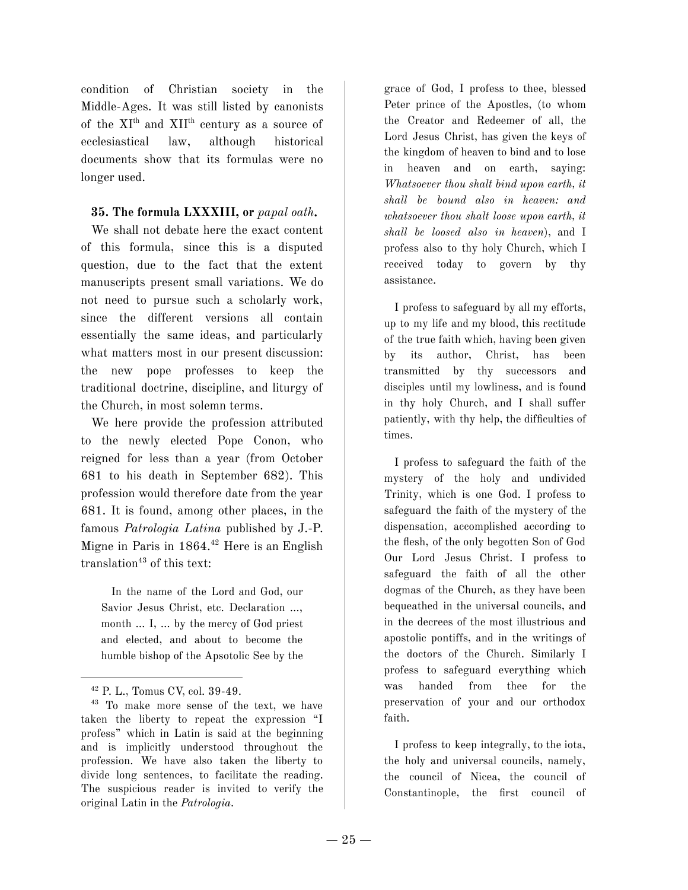condition of Christian society in the Middle-Ages. It was still listed by canonists of the XI<sup>th</sup> and XII<sup>th</sup> century as a source of ecclesiastical law, although historical documents show that its formulas were no longer used.

### 35. The formula LXXXIII, or *papal oath*.

We shall not debate here the exact content of this formula, since this is a disputed question, due to the fact that the extent manuscripts present small variations. We do not need to pursue such a scholarly work, since the different versions all contain essentially the same ideas, and particularly what matters most in our present discussion: the new pope professes to keep the traditional doctrine, discipline, and liturgy of the Church, in most solemn terms.

We here provide the profession attributed to the newly elected Pope Conon, who reigned for less than a year (from October 681 to his death in September 682). This profession would therefore date from the year 681. It is found, among other places, in the famous *Patrologia Latina* published by J.-P. Migne in Paris in 1864.[42] Here is an English translation[43] of this text:

> In the name of the Lord and God, our Savior Jesus Christ, etc. Declaration ..., month ... I, ... by the mercy of God priest and elected, and about to become the humble bishop of the Apsotolic See by the grace of God, I profess to thee, blessed Peter prince of the Apostles, (to whom the Creator and Redeemer of all, the Lord Jesus Christ, has given the keys of the kingdom of heaven to bind and to lose in heaven and on earth, saying: *Whatsoever thou shalt bind upon earth, it shall be bound also in heaven: and whatsoever thou shalt loose upon earth, it shall be loosed also in heaven*), and I profess also to thy holy Church, which I received today to govern by thy assistance.
>
> I profess to safeguard by all my efforts, up to my life and my blood, this rectitude of the true faith which, having been given by its author, Christ, has been transmitted by thy successors and disciples until my lowliness, and is found in thy holy Church, and I shall suffer patiently, with thy help, the difficulties of times.
>
> I profess to safeguard the faith of the mystery of the holy and undivided Trinity, which is one God. I profess to safeguard the faith of the mystery of the dispensation, accomplished according to the flesh, of the only begotten Son of God Our Lord Jesus Christ. I profess to safeguard the faith of all the other dogmas of the Church, as they have been bequeathed in the universal councils, and in the decrees of the most illustrious and apostolic pontiffs, and in the writings of the doctors of the Church. Similarly I profess to safeguard everything which was handed from thee for the preservation of your and our orthodox faith.
>
> I profess to keep integrally, to the iota, the holy and universal councils, namely, the council of Nicea, the council of Constantinople, the first council of

---

[42] P. L., Tomus CV, col. 39-49.

[43] To make more sense of the text, we have taken the liberty to repeat the expression "I profess" which in Latin is said at the beginning and is implicitly understood throughout the profession. We have also taken the liberty to divide long sentences, to facilitate the reading. The suspicious reader is invited to verify the original Latin in the *Patrologia*.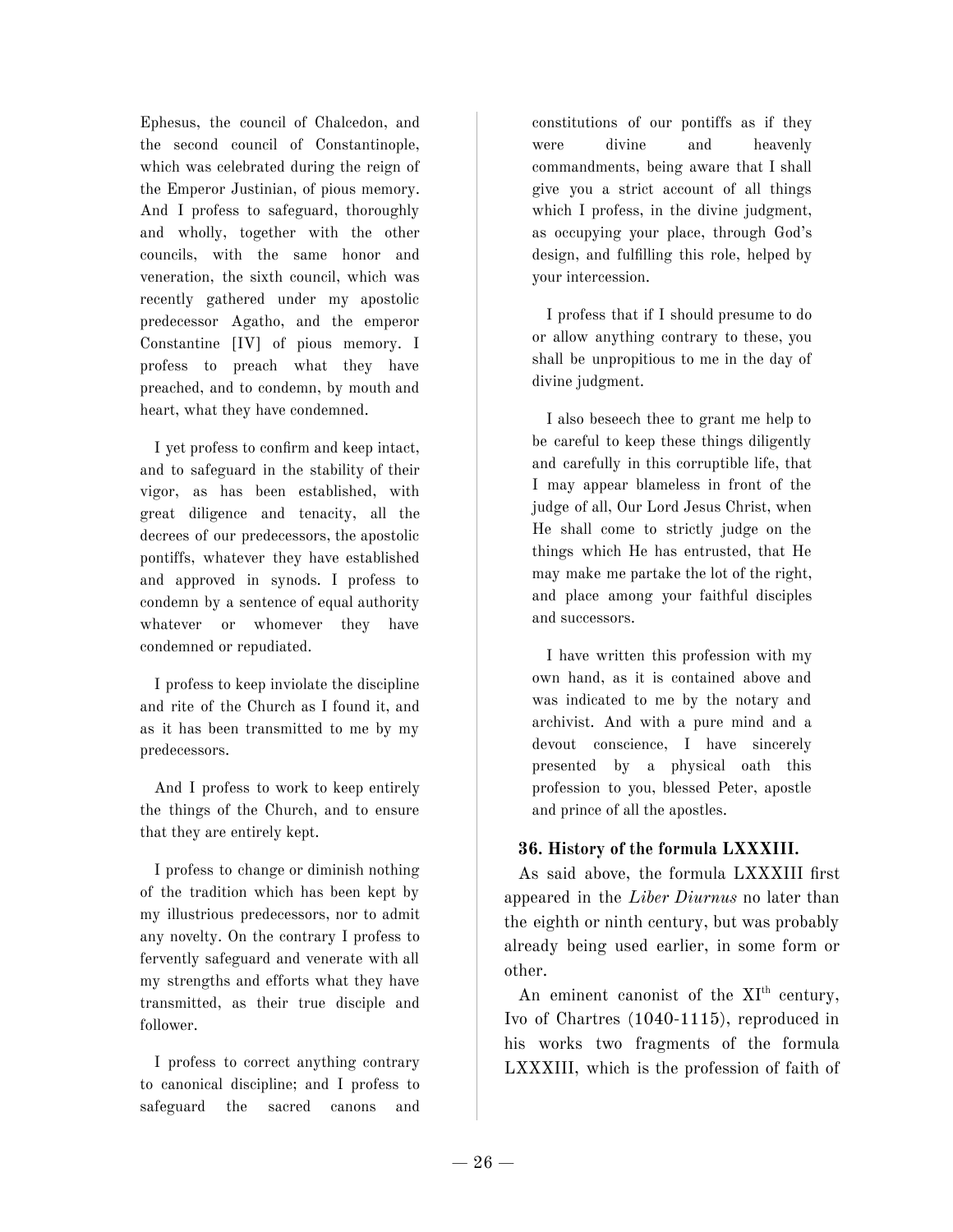Ephesus, the council of Chalcedon, and the second council of Constantinople, which was celebrated during the reign of the Emperor Justinian, of pious memory. And I profess to safeguard, thoroughly and wholly, together with the other councils, with the same honor and veneration, the sixth council, which was recently gathered under my apostolic predecessor Agatho, and the emperor Constantine [IV] of pious memory. I profess to preach what they have preached, and to condemn, by mouth and heart, what they have condemned.

I yet profess to confirm and keep intact, and to safeguard in the stability of their vigor, as has been established, with great diligence and tenacity, all the decrees of our predecessors, the apostolic pontiffs, whatever they have established and approved in synods. I profess to condemn by a sentence of equal authority whatever or whomever they have condemned or repudiated.

I profess to keep inviolate the discipline and rite of the Church as I found it, and as it has been transmitted to me by my predecessors.

And I profess to work to keep entirely the things of the Church, and to ensure that they are entirely kept.

I profess to change or diminish nothing of the tradition which has been kept by my illustrious predecessors, nor to admit any novelty. On the contrary I profess to fervently safeguard and venerate with all my strengths and efforts what they have transmitted, as their true disciple and follower.

I profess to correct anything contrary to canonical discipline; and I profess to safeguard the sacred canons and constitutions of our pontiffs as if they were divine and heavenly commandments, being aware that I shall give you a strict account of all things which I profess, in the divine judgment, as occupying your place, through God's design, and fulfilling this role, helped by your intercession.

I profess that if I should presume to do or allow anything contrary to these, you shall be unpropitious to me in the day of divine judgment.

I also beseech thee to grant me help to be careful to keep these things diligently and carefully in this corruptible life, that I may appear blameless in front of the judge of all, Our Lord Jesus Christ, when He shall come to strictly judge on the things which He has entrusted, that He may make me partake the lot of the right, and place among your faithful disciples and successors.

I have written this profession with my own hand, as it is contained above and was indicated to me by the notary and archivist. And with a pure mind and a devout conscience, I have sincerely presented by a physical oath this profession to you, blessed Peter, apostle and prince of all the apostles.

### 36. History of the formula LXXXIII.

As said above, the formula LXXXIII first appeared in the *Liber Diurnus* no later than the eighth or ninth century, but was probably already being used earlier, in some form or other.

An eminent canonist of the XI[th] century, Ivo of Chartres (1040-1115), reproduced in his works two fragments of the formula LXXXIII, which is the profession of faith of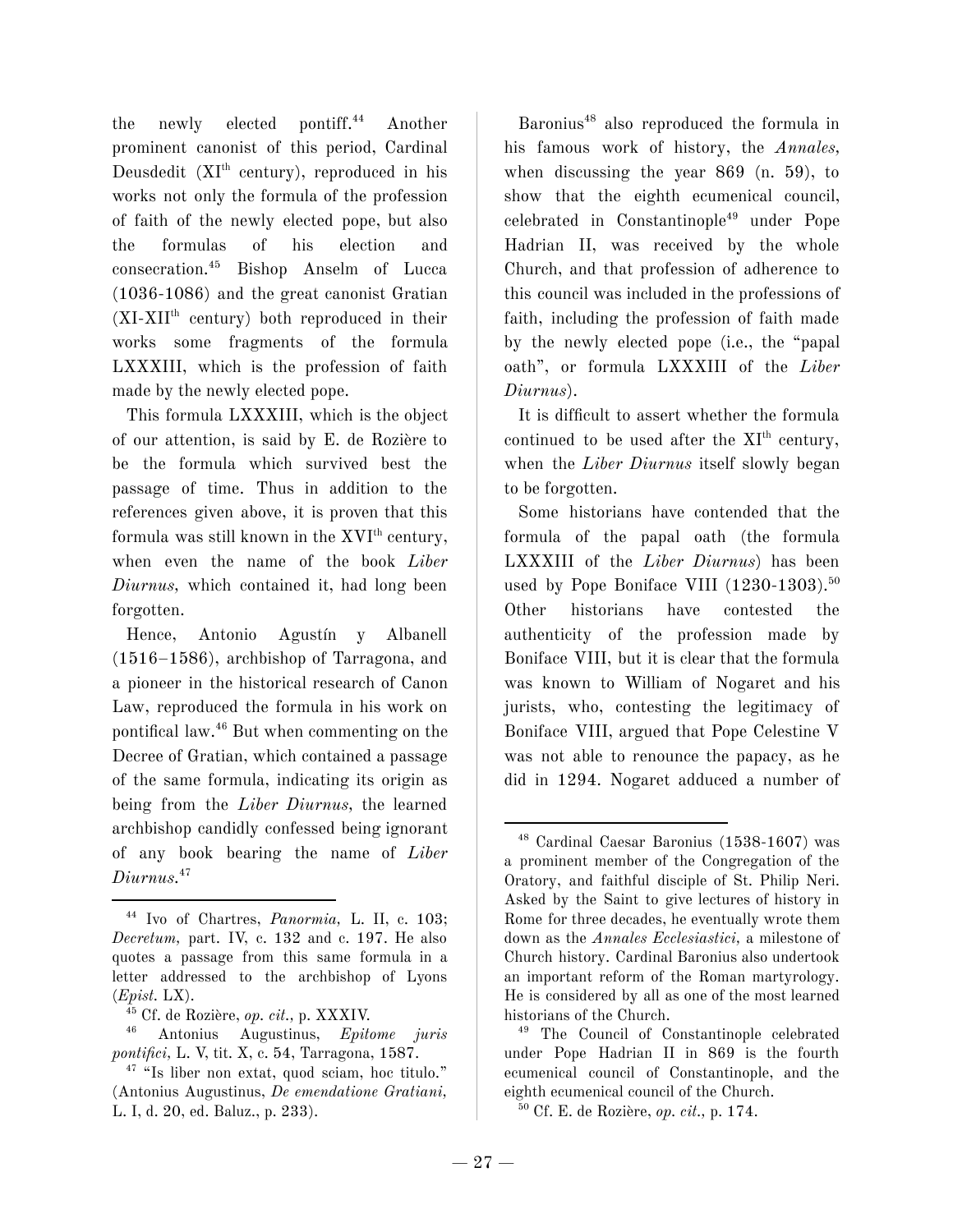the newly elected pontiff.[44] Another prominent canonist of this period, Cardinal Deusdedit (XI[th] century), reproduced in his works not only the formula of the profession of faith of the newly elected pope, but also the formulas of his election and consecration.[45] Bishop Anselm of Lucca (1036-1086) and the great canonist Gratian (XI-XII[th] century) both reproduced in their works some fragments of the formula LXXXIII, which is the profession of faith made by the newly elected pope.

This formula LXXXIII, which is the object of our attention, is said by E. de Rozière to be the formula which survived best the passage of time. Thus in addition to the references given above, it is proven that this formula was still known in the XVI[th] century, when even the name of the book *Liber Diurnus*, which contained it, had long been forgotten.

Hence, Antonio Agustín y Albanell (1516–1586), archbishop of Tarragona, and a pioneer in the historical research of Canon Law, reproduced the formula in his work on pontifical law.[46] But when commenting on the Decree of Gratian, which contained a passage of the same formula, indicating its origin as being from the *Liber Diurnus*, the learned archbishop candidly confessed being ignorant of any book bearing the name of *Liber Diurnus*.[47]

Baronius[48] also reproduced the formula in his famous work of history, the *Annales*, when discussing the year 869 (n. 59), to show that the eighth ecumenical council, celebrated in Constantinople[49] under Pope Hadrian II, was received by the whole Church, and that profession of adherence to this council was included in the professions of faith, including the profession of faith made by the newly elected pope (i.e., the "papal oath", or formula LXXXIII of the *Liber Diurnus*).

It is difficult to assert whether the formula continued to be used after the XI[th] century, when the *Liber Diurnus* itself slowly began to be forgotten.

Some historians have contended that the formula of the papal oath (the formula LXXXIII of the *Liber Diurnus*) has been used by Pope Boniface VIII (1230-1303).[50] Other historians have contested the authenticity of the profession made by Boniface VIII, but it is clear that the formula was known to William of Nogaret and his jurists, who, contesting the legitimacy of Boniface VIII, argued that Pope Celestine V was not able to renounce the papacy, as he did in 1294. Nogaret adduced a number of

---

[44] Ivo of Chartres, *Panormia*, L. II, c. 103; *Decretum*, part. IV, c. 132 and c. 197. He also quotes a passage from this same formula in a letter addressed to the archbishop of Lyons (*Epist.* LX).

[45] Cf. de Rozière, *op. cit.*, p. XXXIV.

[46] Antonius Augustinus, *Epitome juris pontifici*, L. V, tit. X, c. 54, Tarragona, 1587.

[47] "Is liber non extat, quod sciam, hoc titulo." (Antonius Augustinus, *De emendatione Gratiani*, L. I, d. 20, ed. Baluz., p. 233).

[48] Cardinal Caesar Baronius (1538-1607) was a prominent member of the Congregation of the Oratory, and faithful disciple of St. Philip Neri. Asked by the Saint to give lectures of history in Rome for three decades, he eventually wrote them down as the *Annales Ecclesiastici*, a milestone of Church history. Cardinal Baronius also undertook an important reform of the Roman martyrology. He is considered by all as one of the most learned historians of the Church.

[49] The Council of Constantinople celebrated under Pope Hadrian II in 869 is the fourth ecumenical council of Constantinople, and the eighth ecumenical council of the Church.

[50] Cf. E. de Rozière, *op. cit.*, p. 174.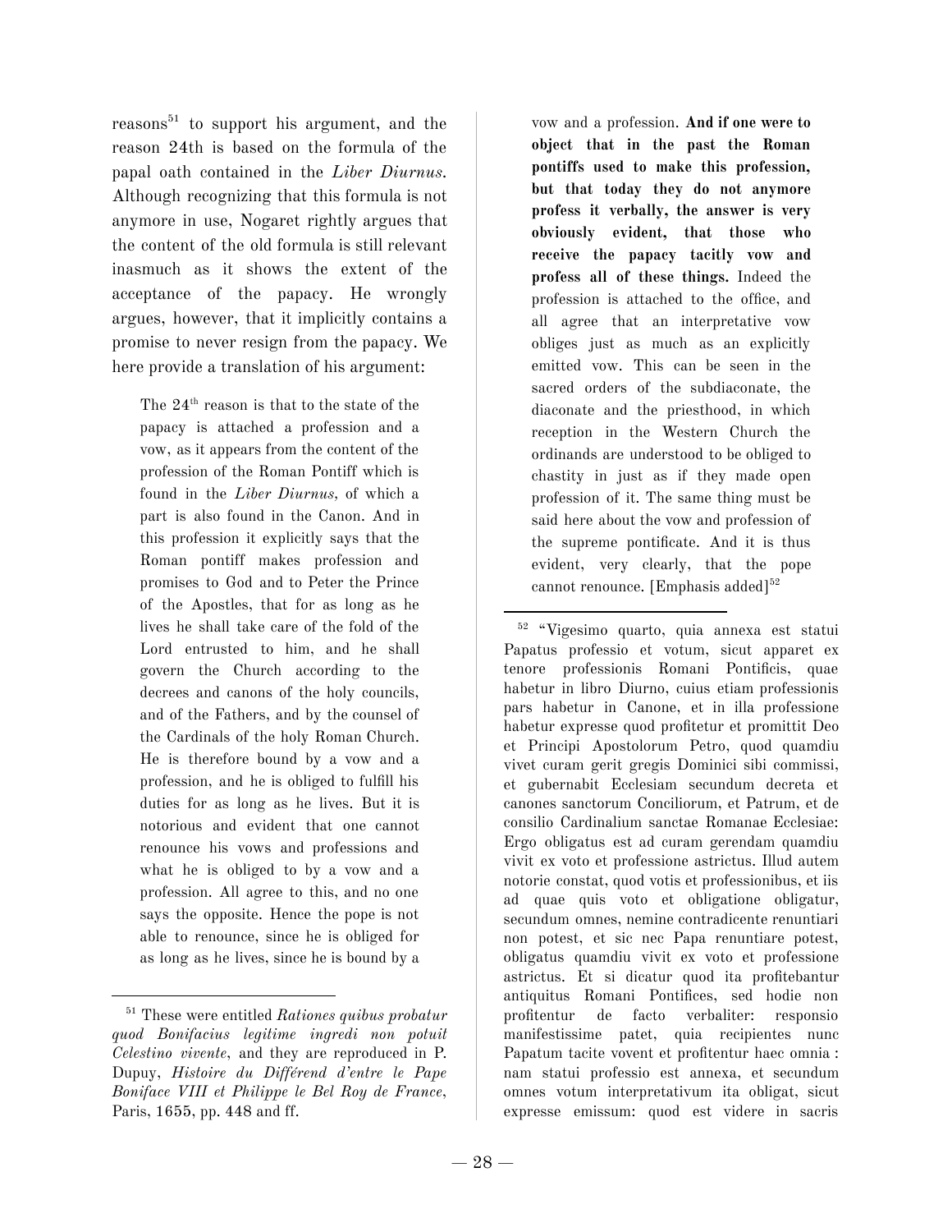reasons[51] to support his argument, and the reason 24th is based on the formula of the papal oath contained in the *Liber Diurnus*. Although recognizing that this formula is not anymore in use, Nogaret rightly argues that the content of the old formula is still relevant inasmuch as it shows the extent of the acceptance of the papacy. He wrongly argues, however, that it implicitly contains a promise to never resign from the papacy. We here provide a translation of his argument:

> The 24th reason is that to the state of the papacy is attached a profession and a vow, as it appears from the content of the profession of the Roman Pontiff which is found in the *Liber Diurnus,* of which a part is also found in the Canon. And in this profession it explicitly says that the Roman pontiff makes profession and promises to God and to Peter the Prince of the Apostles, that for as long as he lives he shall take care of the fold of the Lord entrusted to him, and he shall govern the Church according to the decrees and canons of the holy councils, and of the Fathers, and by the counsel of the Cardinals of the holy Roman Church. He is therefore bound by a vow and a profession, and he is obliged to fulfill his duties for as long as he lives. But it is notorious and evident that one cannot renounce his vows and professions and what he is obliged to by a vow and a profession. All agree to this, and no one says the opposite. Hence the pope is not able to renounce, since he is obliged for as long as he lives, since he is bound by a vow and a profession. **And if one were to object that in the past the Roman pontiffs used to make this profession, but that today they do not anymore profess it verbally, the answer is very obviously evident, that those who receive the papacy tacitly vow and profess all of these things.** Indeed the profession is attached to the office, and all agree that an interpretative vow obliges just as much as an explicitly emitted vow. This can be seen in the sacred orders of the subdiaconate, the diaconate and the priesthood, in which reception in the Western Church the ordinands are understood to be obliged to chastity in just as if they made open profession of it. The same thing must be said here about the vow and profession of the supreme pontificate. And it is thus evident, very clearly, that the pope cannot renounce. [Emphasis added][52]

---

[51] These were entitled *Rationes quibus probatur quod Bonifacius legitime ingredi non potuit Celestino vivente*, and they are reproduced in P. Dupuy, *Histoire du Différend d'entre le Pape Boniface VIII et Philippe le Bel Roy de France*, Paris, 1655, pp. 448 and ff.

[52] "Vigesimo quarto, quia annexa est statui Papatus professio et votum, sicut apparet ex tenore professionis Romani Pontificis, quae habetur in libro Diurno, cuius etiam professionis pars habetur in Canone, et in illa professione habetur expresse quod profitetur et promittit Deo et Principi Apostolorum Petro, quod quamdiu vivet curam gerit gregis Dominici sibi commissi, et gubernabit Ecclesiam secundum decreta et canones sanctorum Conciliorum, et Patrum, et de consilio Cardinalium sanctae Romanae Ecclesiae: Ergo obligatus est ad curam gerendam quamdiu vivit ex voto et professione astrictus. Illud autem notorie constat, quod votis et professionibus, et iis ad quae quis voto et obligatione obligatur, secundum omnes, nemine contradicente renuntiari non potest, et sic nec Papa renuntiare potest, obligatus quamdiu vivit ex voto et professione astrictus. Et si dicatur quod ita profitebantur antiquitus Romani Pontifices, sed hodie non profitentur de facto verbaliter: responsio manifestissime patet, quia recipientes nunc Papatum tacite vovent et profitentur haec omnia : nam statui professio est annexa, et secundum omnes votum interpretativum ita obligat, sicut expresse emissum: quod est videre in sacris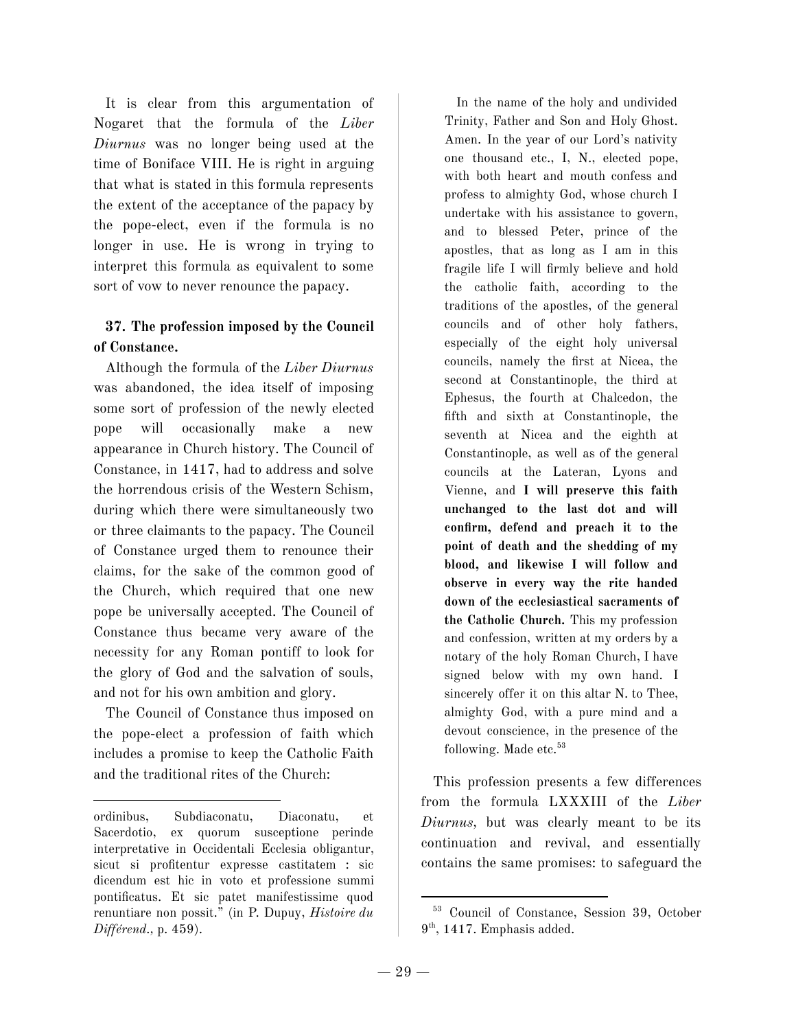It is clear from this argumentation of Nogaret that the formula of the *Liber Diurnus* was no longer being used at the time of Boniface VIII. He is right in arguing that what is stated in this formula represents the extent of the acceptance of the papacy by the pope-elect, even if the formula is no longer in use. He is wrong in trying to interpret this formula as equivalent to some sort of vow to never renounce the papacy.

### 37. The profession imposed by the Council of Constance.

Although the formula of the *Liber Diurnus* was abandoned, the idea itself of imposing some sort of profession of the newly elected pope will occasionally make a new appearance in Church history. The Council of Constance, in 1417, had to address and solve the horrendous crisis of the Western Schism, during which there were simultaneously two or three claimants to the papacy. The Council of Constance urged them to renounce their claims, for the sake of the common good of the Church, which required that one new pope be universally accepted. The Council of Constance thus became very aware of the necessity for any Roman pontiff to look for the glory of God and the salvation of souls, and not for his own ambition and glory.

The Council of Constance thus imposed on the pope-elect a profession of faith which includes a promise to keep the Catholic Faith and the traditional rites of the Church:

> In the name of the holy and undivided Trinity, Father and Son and Holy Ghost. Amen. In the year of our Lord's nativity one thousand etc., I, N., elected pope, with both heart and mouth confess and profess to almighty God, whose church I undertake with his assistance to govern, and to blessed Peter, prince of the apostles, that as long as I am in this fragile life I will firmly believe and hold the catholic faith, according to the traditions of the apostles, of the general councils and of other holy fathers, especially of the eight holy universal councils, namely the first at Nicea, the second at Constantinople, the third at Ephesus, the fourth at Chalcedon, the fifth and sixth at Constantinople, the seventh at Nicea and the eighth at Constantinople, as well as of the general councils at the Lateran, Lyons and Vienne, and **I will preserve this faith unchanged to the last dot and will confirm, defend and preach it to the point of death and the shedding of my blood, and likewise I will follow and observe in every way the rite handed down of the ecclesiastical sacraments of the Catholic Church.** This my profession and confession, written at my orders by a notary of the holy Roman Church, I have signed below with my own hand. I sincerely offer it on this altar N. to Thee, almighty God, with a pure mind and a devout conscience, in the presence of the following. Made etc.[53]

This profession presents a few differences from the formula LXXXIII of the *Liber Diurnus*, but was clearly meant to be its continuation and revival, and essentially contains the same promises: to safeguard the

---

ordinibus, Subdiaconatu, Diaconatu, et Sacerdotio, ex quorum susceptione perinde interpretative in Occidentali Ecclesia obligantur, sicut si profitentur expresse castitatem : sic dicendum est hic in voto et professione summi pontificatus. Et sic patet manifestissime quod renuntiare non possit." (in P. Dupuy, *Histoire du Différend.*, p. 459).

[53] Council of Constance, Session 39, October 9th, 1417. Emphasis added.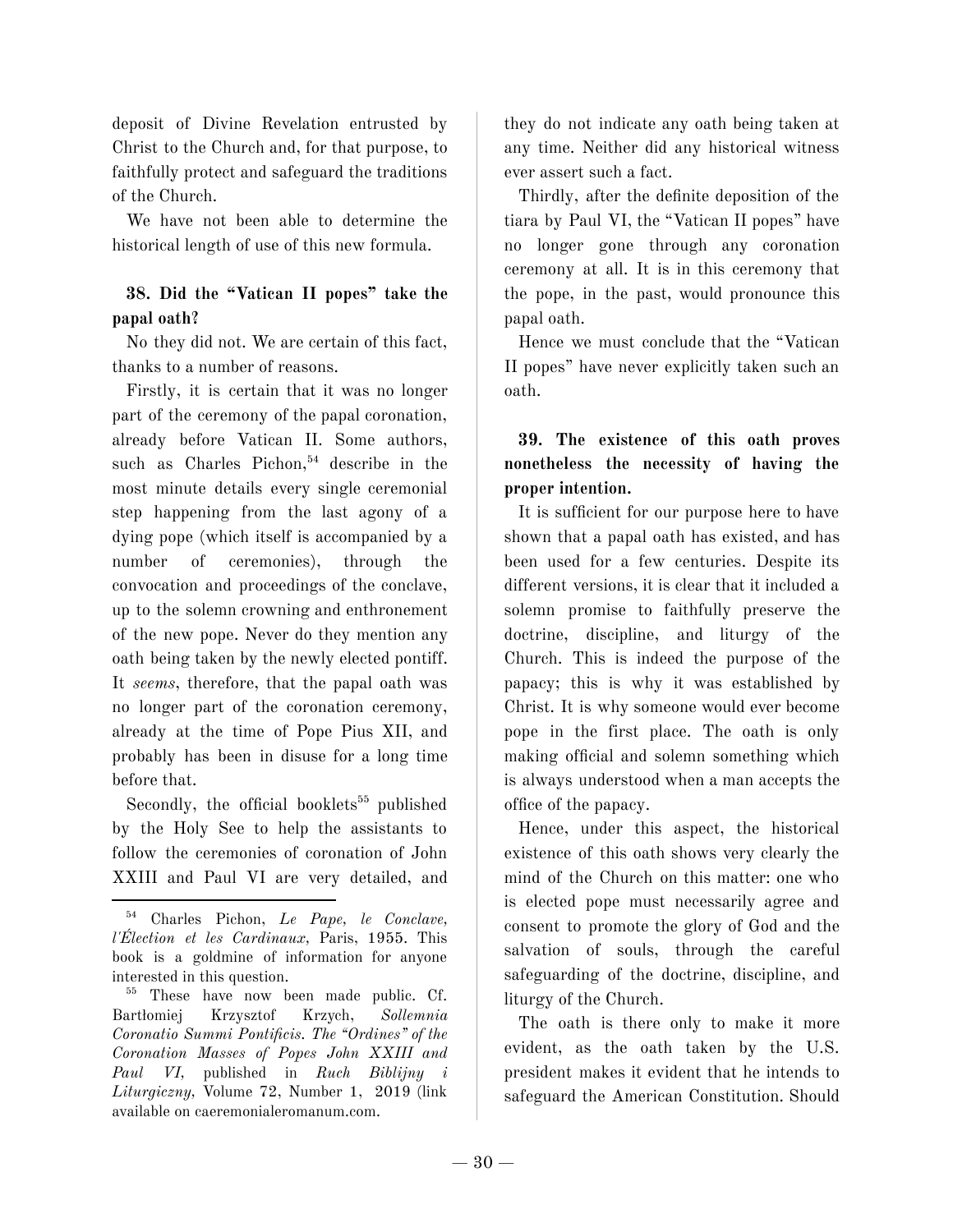deposit of Divine Revelation entrusted by Christ to the Church and, for that purpose, to faithfully protect and safeguard the traditions of the Church.

We have not been able to determine the historical length of use of this new formula.

### 38. Did the "Vatican II popes" take the papal oath?

No they did not. We are certain of this fact, thanks to a number of reasons.

Firstly, it is certain that it was no longer part of the ceremony of the papal coronation, already before Vatican II. Some authors, such as Charles Pichon,[54] describe in the most minute details every single ceremonial step happening from the last agony of a dying pope (which itself is accompanied by a number of ceremonies), through the convocation and proceedings of the conclave, up to the solemn crowning and enthronement of the new pope. Never do they mention any oath being taken by the newly elected pontiff. It *seems*, therefore, that the papal oath was no longer part of the coronation ceremony, already at the time of Pope Pius XII, and probably has been in disuse for a long time before that.

Secondly, the official booklets[55] published by the Holy See to help the assistants to follow the ceremonies of coronation of John XXIII and Paul VI are very detailed, and they do not indicate any oath being taken at any time. Neither did any historical witness ever assert such a fact.

Thirdly, after the definite deposition of the tiara by Paul VI, the "Vatican II popes" have no longer gone through any coronation ceremony at all. It is in this ceremony that the pope, in the past, would pronounce this papal oath.

Hence we must conclude that the "Vatican II popes" have never explicitly taken such an oath.

### 39. The existence of this oath proves nonetheless the necessity of having the proper intention.

It is sufficient for our purpose here to have shown that a papal oath has existed, and has been used for a few centuries. Despite its different versions, it is clear that it included a solemn promise to faithfully preserve the doctrine, discipline, and liturgy of the Church. This is indeed the purpose of the papacy; this is why it was established by Christ. It is why someone would ever become pope in the first place. The oath is only making official and solemn something which is always understood when a man accepts the office of the papacy.

Hence, under this aspect, the historical existence of this oath shows very clearly the mind of the Church on this matter: one who is elected pope must necessarily agree and consent to promote the glory of God and the salvation of souls, through the careful safeguarding of the doctrine, discipline, and liturgy of the Church.

The oath is there only to make it more evident, as the oath taken by the U.S. president makes it evident that he intends to safeguard the American Constitution. Should

---

[54] Charles Pichon, *Le Pape, le Conclave, l'Élection et les Cardinaux*, Paris, 1955. This book is a goldmine of information for anyone interested in this question.

[55] These have now been made public. Cf. Bartłomiej Krzysztof Krzych, *Sollemnia Coronatio Summi Pontificis. The "Ordines" of the Coronation Masses of Popes John XXIII and Paul VI*, published in *Ruch Biblijny i Liturgiczny*, Volume 72, Number 1, 2019 (link available on caeremonialeromanum.com.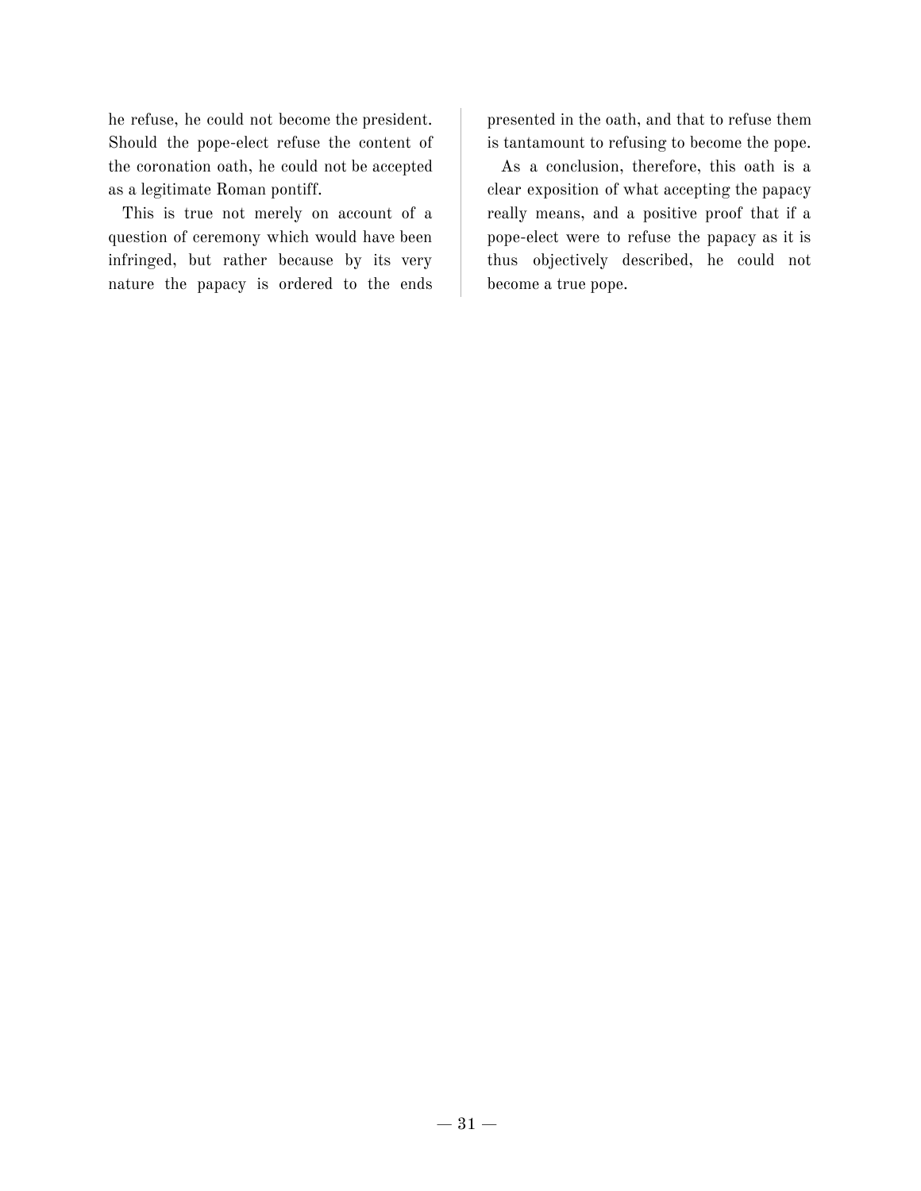he refuse, he could not become the president. Should the pope-elect refuse the content of the coronation oath, he could not be accepted as a legitimate Roman pontiff.

This is true not merely on account of a question of ceremony which would have been infringed, but rather because by its very nature the papacy is ordered to the ends presented in the oath, and that to refuse them is tantamount to refusing to become the pope.

As a conclusion, therefore, this oath is a clear exposition of what accepting the papacy really means, and a positive proof that if a pope-elect were to refuse the papacy as it is thus objectively described, he could not become a true pope.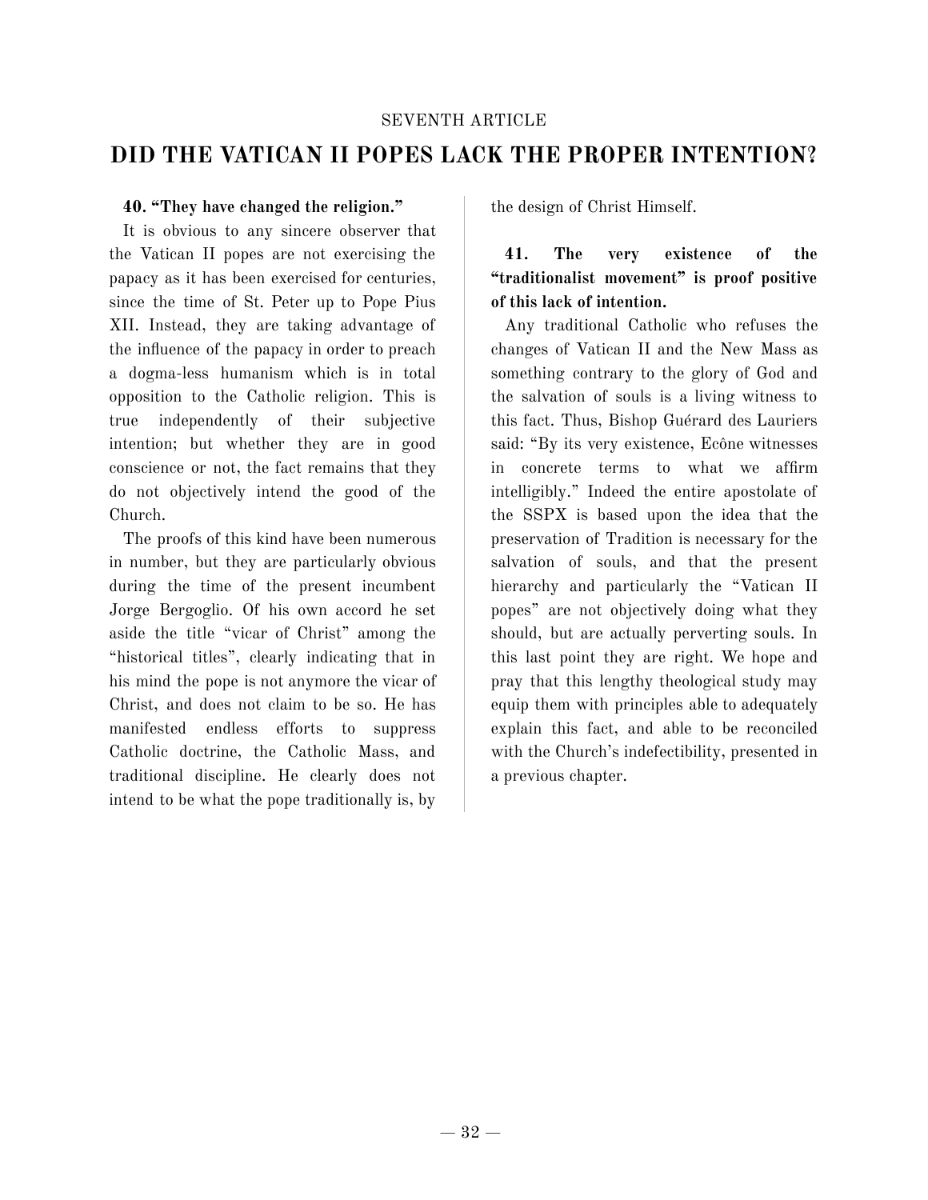SEVENTH ARTICLE

## DID THE VATICAN II POPES LACK THE PROPER INTENTION?

**40. "They have changed the religion."**

It is obvious to any sincere observer that the Vatican II popes are not exercising the papacy as it has been exercised for centuries, since the time of St. Peter up to Pope Pius XII. Instead, they are taking advantage of the influence of the papacy in order to preach a dogma-less humanism which is in total opposition to the Catholic religion. This is true independently of their subjective intention; but whether they are in good conscience or not, the fact remains that they do not objectively intend the good of the Church.

The proofs of this kind have been numerous in number, but they are particularly obvious during the time of the present incumbent Jorge Bergoglio. Of his own accord he set aside the title "vicar of Christ" among the "historical titles", clearly indicating that in his mind the pope is not anymore the vicar of Christ, and does not claim to be so. He has manifested endless efforts to suppress Catholic doctrine, the Catholic Mass, and traditional discipline. He clearly does not intend to be what the pope traditionally is, by the design of Christ Himself.

**41. The very existence of the "traditionalist movement" is proof positive of this lack of intention.**

Any traditional Catholic who refuses the changes of Vatican II and the New Mass as something contrary to the glory of God and the salvation of souls is a living witness to this fact. Thus, Bishop Guérard des Lauriers said: "By its very existence, Ecône witnesses in concrete terms to what we affirm intelligibly." Indeed the entire apostolate of the SSPX is based upon the idea that the preservation of Tradition is necessary for the salvation of souls, and that the present hierarchy and particularly the "Vatican II popes" are not objectively doing what they should, but are actually perverting souls. In this last point they are right. We hope and pray that this lengthy theological study may equip them with principles able to adequately explain this fact, and able to be reconciled with the Church's indefectibility, presented in a previous chapter.